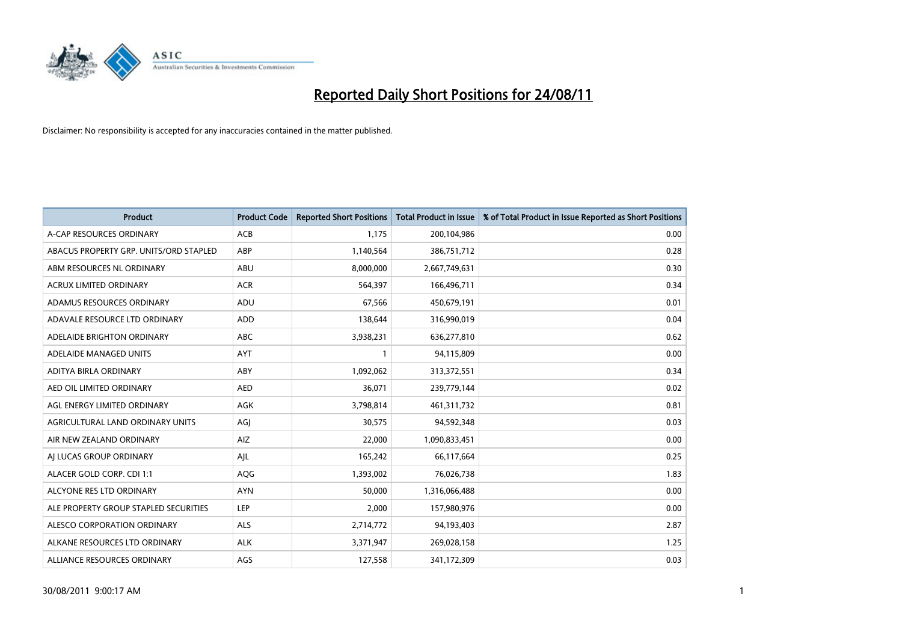# Reported Daily Short Positions for 24/08/11

Disclaimer: No responsibility is accepted for any inaccuracies contained in the matter published.

| Product | Product Code | Reported Short Positions | Total Product in Issue | % of Total Product in Issue Reported as Short Positions |
|---|---|---|---|---|
| A-CAP RESOURCES ORDINARY | ACB | 1,175 | 200,104,986 | 0.00 |
| ABACUS PROPERTY GRP. UNITS/ORD STAPLED | ABP | 1,140,564 | 386,751,712 | 0.28 |
| ABM RESOURCES NL ORDINARY | ABU | 8,000,000 | 2,667,749,631 | 0.30 |
| ACRUX LIMITED ORDINARY | ACR | 564,397 | 166,496,711 | 0.34 |
| ADAMUS RESOURCES ORDINARY | ADU | 67,566 | 450,679,191 | 0.01 |
| ADAVALE RESOURCE LTD ORDINARY | ADD | 138,644 | 316,990,019 | 0.04 |
| ADELAIDE BRIGHTON ORDINARY | ABC | 3,938,231 | 636,277,810 | 0.62 |
| ADELAIDE MANAGED UNITS | AYT | 1 | 94,115,809 | 0.00 |
| ADITYA BIRLA ORDINARY | ABY | 1,092,062 | 313,372,551 | 0.34 |
| AED OIL LIMITED ORDINARY | AED | 36,071 | 239,779,144 | 0.02 |
| AGL ENERGY LIMITED ORDINARY | AGK | 3,798,814 | 461,311,732 | 0.81 |
| AGRICULTURAL LAND ORDINARY UNITS | AGJ | 30,575 | 94,592,348 | 0.03 |
| AIR NEW ZEALAND ORDINARY | AIZ | 22,000 | 1,090,833,451 | 0.00 |
| AJ LUCAS GROUP ORDINARY | AJL | 165,242 | 66,117,664 | 0.25 |
| ALACER GOLD CORP. CDI 1:1 | AQG | 1,393,002 | 76,026,738 | 1.83 |
| ALCYONE RES LTD ORDINARY | AYN | 50,000 | 1,316,066,488 | 0.00 |
| ALE PROPERTY GROUP STAPLED SECURITIES | LEP | 2,000 | 157,980,976 | 0.00 |
| ALESCO CORPORATION ORDINARY | ALS | 2,714,772 | 94,193,403 | 2.87 |
| ALKANE RESOURCES LTD ORDINARY | ALK | 3,371,947 | 269,028,158 | 1.25 |
| ALLIANCE RESOURCES ORDINARY | AGS | 127,558 | 341,172,309 | 0.03 |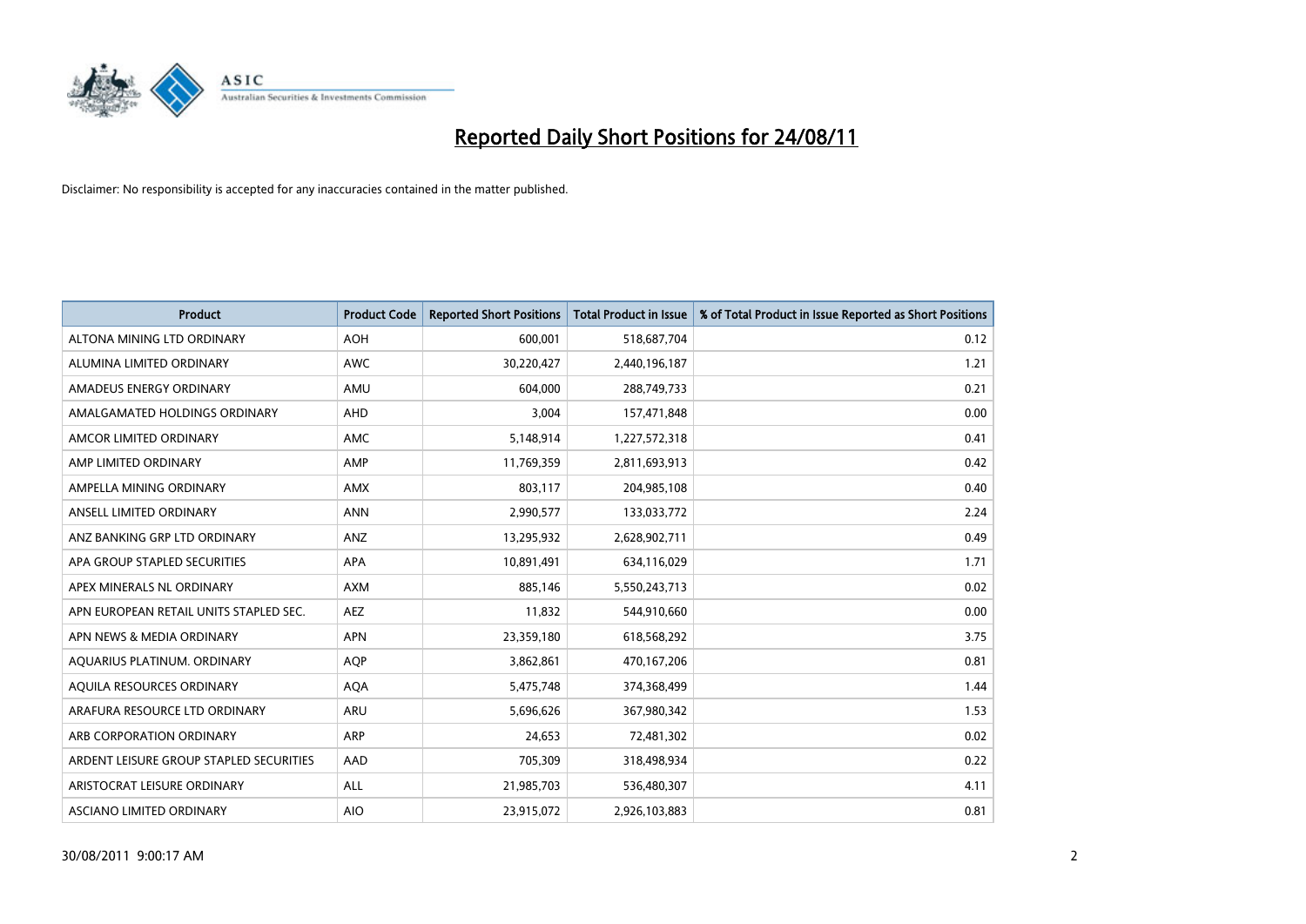# Reported Daily Short Positions for 24/08/11

Disclaimer: No responsibility is accepted for any inaccuracies contained in the matter published.

| Product | Product Code | Reported Short Positions | Total Product in Issue | % of Total Product in Issue Reported as Short Positions |
|---|---|---|---|---|
| ALTONA MINING LTD ORDINARY | AOH | 600,001 | 518,687,704 | 0.12 |
| ALUMINA LIMITED ORDINARY | AWC | 30,220,427 | 2,440,196,187 | 1.21 |
| AMADEUS ENERGY ORDINARY | AMU | 604,000 | 288,749,733 | 0.21 |
| AMALGAMATED HOLDINGS ORDINARY | AHD | 3,004 | 157,471,848 | 0.00 |
| AMCOR LIMITED ORDINARY | AMC | 5,148,914 | 1,227,572,318 | 0.41 |
| AMP LIMITED ORDINARY | AMP | 11,769,359 | 2,811,693,913 | 0.42 |
| AMPELLA MINING ORDINARY | AMX | 803,117 | 204,985,108 | 0.40 |
| ANSELL LIMITED ORDINARY | ANN | 2,990,577 | 133,033,772 | 2.24 |
| ANZ BANKING GRP LTD ORDINARY | ANZ | 13,295,932 | 2,628,902,711 | 0.49 |
| APA GROUP STAPLED SECURITIES | APA | 10,891,491 | 634,116,029 | 1.71 |
| APEX MINERALS NL ORDINARY | AXM | 885,146 | 5,550,243,713 | 0.02 |
| APN EUROPEAN RETAIL UNITS STAPLED SEC. | AEZ | 11,832 | 544,910,660 | 0.00 |
| APN NEWS & MEDIA ORDINARY | APN | 23,359,180 | 618,568,292 | 3.75 |
| AQUARIUS PLATINUM. ORDINARY | AQP | 3,862,861 | 470,167,206 | 0.81 |
| AQUILA RESOURCES ORDINARY | AQA | 5,475,748 | 374,368,499 | 1.44 |
| ARAFURA RESOURCE LTD ORDINARY | ARU | 5,696,626 | 367,980,342 | 1.53 |
| ARB CORPORATION ORDINARY | ARP | 24,653 | 72,481,302 | 0.02 |
| ARDENT LEISURE GROUP STAPLED SECURITIES | AAD | 705,309 | 318,498,934 | 0.22 |
| ARISTOCRAT LEISURE ORDINARY | ALL | 21,985,703 | 536,480,307 | 4.11 |
| ASCIANO LIMITED ORDINARY | AIO | 23,915,072 | 2,926,103,883 | 0.81 |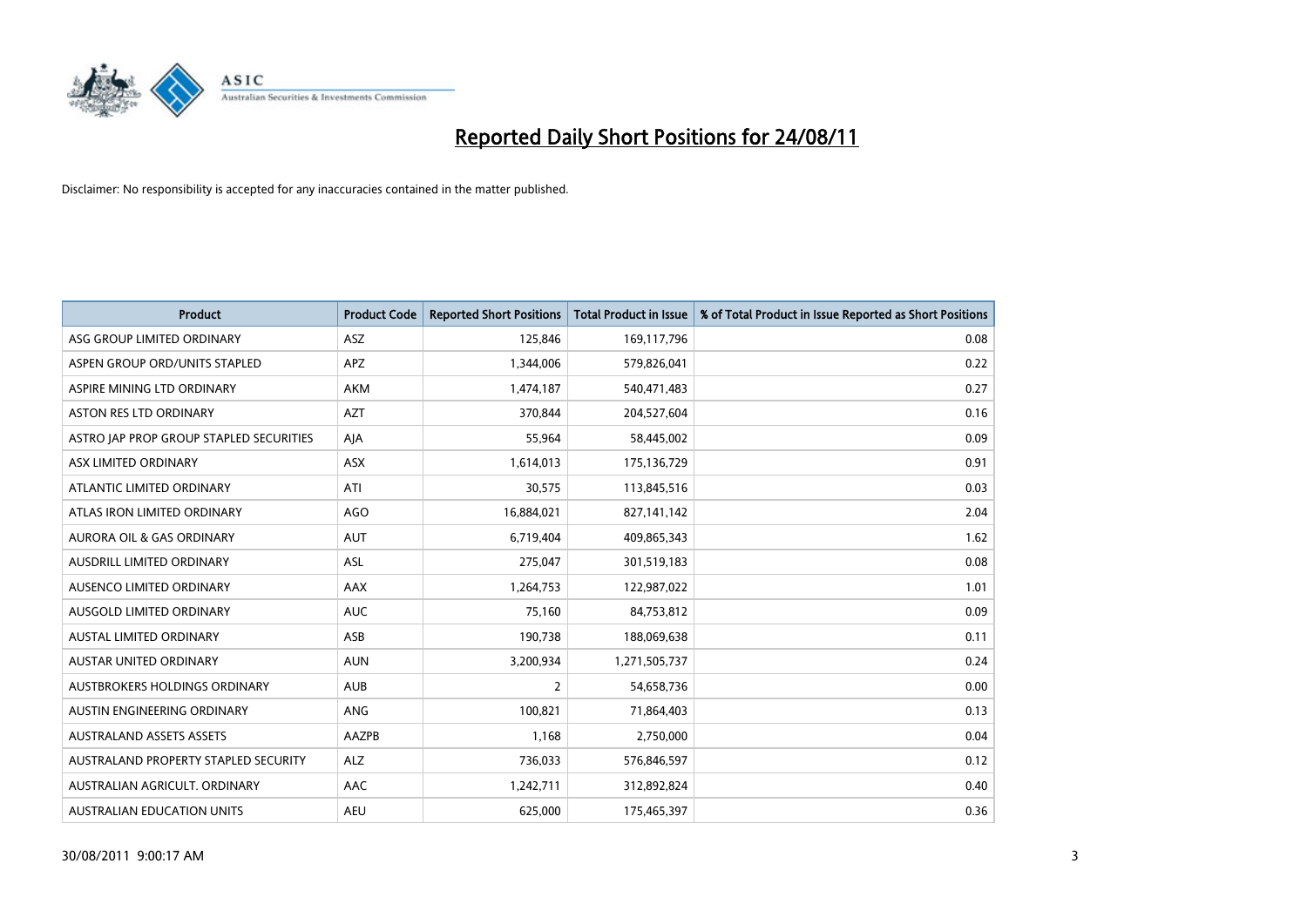# Reported Daily Short Positions for 24/08/11

Disclaimer: No responsibility is accepted for any inaccuracies contained in the matter published.

| Product | Product Code | Reported Short Positions | Total Product in Issue | % of Total Product in Issue Reported as Short Positions |
|---|---|---|---|---|
| ASG GROUP LIMITED ORDINARY | ASZ | 125,846 | 169,117,796 | 0.08 |
| ASPEN GROUP ORD/UNITS STAPLED | APZ | 1,344,006 | 579,826,041 | 0.22 |
| ASPIRE MINING LTD ORDINARY | AKM | 1,474,187 | 540,471,483 | 0.27 |
| ASTON RES LTD ORDINARY | AZT | 370,844 | 204,527,604 | 0.16 |
| ASTRO JAP PROP GROUP STAPLED SECURITIES | AJA | 55,964 | 58,445,002 | 0.09 |
| ASX LIMITED ORDINARY | ASX | 1,614,013 | 175,136,729 | 0.91 |
| ATLANTIC LIMITED ORDINARY | ATI | 30,575 | 113,845,516 | 0.03 |
| ATLAS IRON LIMITED ORDINARY | AGO | 16,884,021 | 827,141,142 | 2.04 |
| AURORA OIL & GAS ORDINARY | AUT | 6,719,404 | 409,865,343 | 1.62 |
| AUSDRILL LIMITED ORDINARY | ASL | 275,047 | 301,519,183 | 0.08 |
| AUSENCO LIMITED ORDINARY | AAX | 1,264,753 | 122,987,022 | 1.01 |
| AUSGOLD LIMITED ORDINARY | AUC | 75,160 | 84,753,812 | 0.09 |
| AUSTAL LIMITED ORDINARY | ASB | 190,738 | 188,069,638 | 0.11 |
| AUSTAR UNITED ORDINARY | AUN | 3,200,934 | 1,271,505,737 | 0.24 |
| AUSTBROKERS HOLDINGS ORDINARY | AUB | 2 | 54,658,736 | 0.00 |
| AUSTIN ENGINEERING ORDINARY | ANG | 100,821 | 71,864,403 | 0.13 |
| AUSTRALAND ASSETS ASSETS | AAZPB | 1,168 | 2,750,000 | 0.04 |
| AUSTRALAND PROPERTY STAPLED SECURITY | ALZ | 736,033 | 576,846,597 | 0.12 |
| AUSTRALIAN AGRICULT. ORDINARY | AAC | 1,242,711 | 312,892,824 | 0.40 |
| AUSTRALIAN EDUCATION UNITS | AEU | 625,000 | 175,465,397 | 0.36 |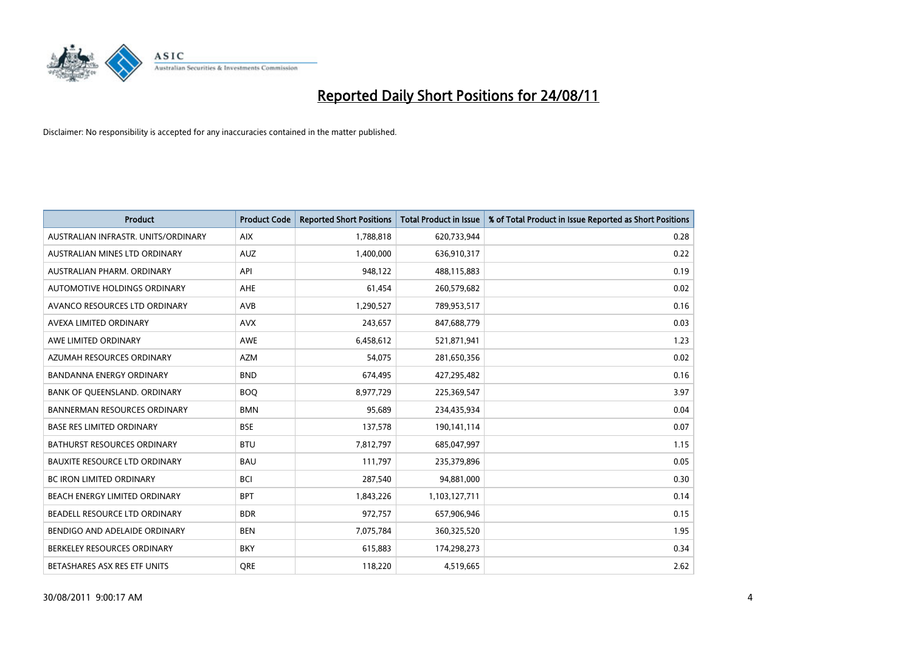# Reported Daily Short Positions for 24/08/11

Disclaimer: No responsibility is accepted for any inaccuracies contained in the matter published.

| Product | Product Code | Reported Short Positions | Total Product in Issue | % of Total Product in Issue Reported as Short Positions |
|---|---|---|---|---|
| AUSTRALIAN INFRASTR. UNITS/ORDINARY | AIX | 1,788,818 | 620,733,944 | 0.28 |
| AUSTRALIAN MINES LTD ORDINARY | AUZ | 1,400,000 | 636,910,317 | 0.22 |
| AUSTRALIAN PHARM. ORDINARY | API | 948,122 | 488,115,883 | 0.19 |
| AUTOMOTIVE HOLDINGS ORDINARY | AHE | 61,454 | 260,579,682 | 0.02 |
| AVANCO RESOURCES LTD ORDINARY | AVB | 1,290,527 | 789,953,517 | 0.16 |
| AVEXA LIMITED ORDINARY | AVX | 243,657 | 847,688,779 | 0.03 |
| AWE LIMITED ORDINARY | AWE | 6,458,612 | 521,871,941 | 1.23 |
| AZUMAH RESOURCES ORDINARY | AZM | 54,075 | 281,650,356 | 0.02 |
| BANDANNA ENERGY ORDINARY | BND | 674,495 | 427,295,482 | 0.16 |
| BANK OF QUEENSLAND. ORDINARY | BOQ | 8,977,729 | 225,369,547 | 3.97 |
| BANNERMAN RESOURCES ORDINARY | BMN | 95,689 | 234,435,934 | 0.04 |
| BASE RES LIMITED ORDINARY | BSE | 137,578 | 190,141,114 | 0.07 |
| BATHURST RESOURCES ORDINARY | BTU | 7,812,797 | 685,047,997 | 1.15 |
| BAUXITE RESOURCE LTD ORDINARY | BAU | 111,797 | 235,379,896 | 0.05 |
| BC IRON LIMITED ORDINARY | BCI | 287,540 | 94,881,000 | 0.30 |
| BEACH ENERGY LIMITED ORDINARY | BPT | 1,843,226 | 1,103,127,711 | 0.14 |
| BEADELL RESOURCE LTD ORDINARY | BDR | 972,757 | 657,906,946 | 0.15 |
| BENDIGO AND ADELAIDE ORDINARY | BEN | 7,075,784 | 360,325,520 | 1.95 |
| BERKELEY RESOURCES ORDINARY | BKY | 615,883 | 174,298,273 | 0.34 |
| BETASHARES ASX RES ETF UNITS | QRE | 118,220 | 4,519,665 | 2.62 |

30/08/2011 9:00:17 AM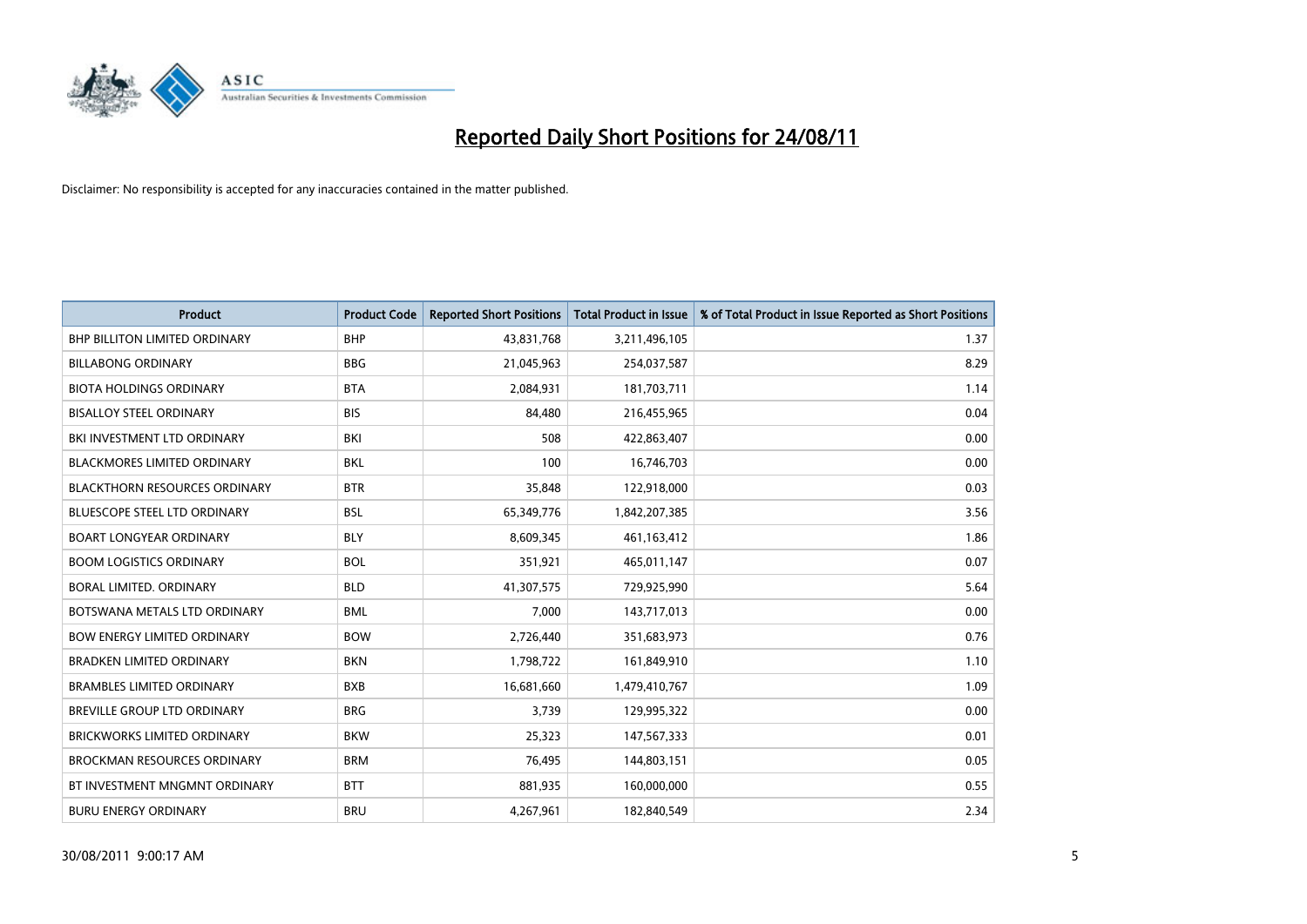# Reported Daily Short Positions for 24/08/11

Disclaimer: No responsibility is accepted for any inaccuracies contained in the matter published.

| Product | Product Code | Reported Short Positions | Total Product in Issue | % of Total Product in Issue Reported as Short Positions |
|---|---|---|---|---|
| BHP BILLITON LIMITED ORDINARY | BHP | 43,831,768 | 3,211,496,105 | 1.37 |
| BILLABONG ORDINARY | BBG | 21,045,963 | 254,037,587 | 8.29 |
| BIOTA HOLDINGS ORDINARY | BTA | 2,084,931 | 181,703,711 | 1.14 |
| BISALLOY STEEL ORDINARY | BIS | 84,480 | 216,455,965 | 0.04 |
| BKI INVESTMENT LTD ORDINARY | BKI | 508 | 422,863,407 | 0.00 |
| BLACKMORES LIMITED ORDINARY | BKL | 100 | 16,746,703 | 0.00 |
| BLACKTHORN RESOURCES ORDINARY | BTR | 35,848 | 122,918,000 | 0.03 |
| BLUESCOPE STEEL LTD ORDINARY | BSL | 65,349,776 | 1,842,207,385 | 3.56 |
| BOART LONGYEAR ORDINARY | BLY | 8,609,345 | 461,163,412 | 1.86 |
| BOOM LOGISTICS ORDINARY | BOL | 351,921 | 465,011,147 | 0.07 |
| BORAL LIMITED. ORDINARY | BLD | 41,307,575 | 729,925,990 | 5.64 |
| BOTSWANA METALS LTD ORDINARY | BML | 7,000 | 143,717,013 | 0.00 |
| BOW ENERGY LIMITED ORDINARY | BOW | 2,726,440 | 351,683,973 | 0.76 |
| BRADKEN LIMITED ORDINARY | BKN | 1,798,722 | 161,849,910 | 1.10 |
| BRAMBLES LIMITED ORDINARY | BXB | 16,681,660 | 1,479,410,767 | 1.09 |
| BREVILLE GROUP LTD ORDINARY | BRG | 3,739 | 129,995,322 | 0.00 |
| BRICKWORKS LIMITED ORDINARY | BKW | 25,323 | 147,567,333 | 0.01 |
| BROCKMAN RESOURCES ORDINARY | BRM | 76,495 | 144,803,151 | 0.05 |
| BT INVESTMENT MNGMNT ORDINARY | BTT | 881,935 | 160,000,000 | 0.55 |
| BURU ENERGY ORDINARY | BRU | 4,267,961 | 182,840,549 | 2.34 |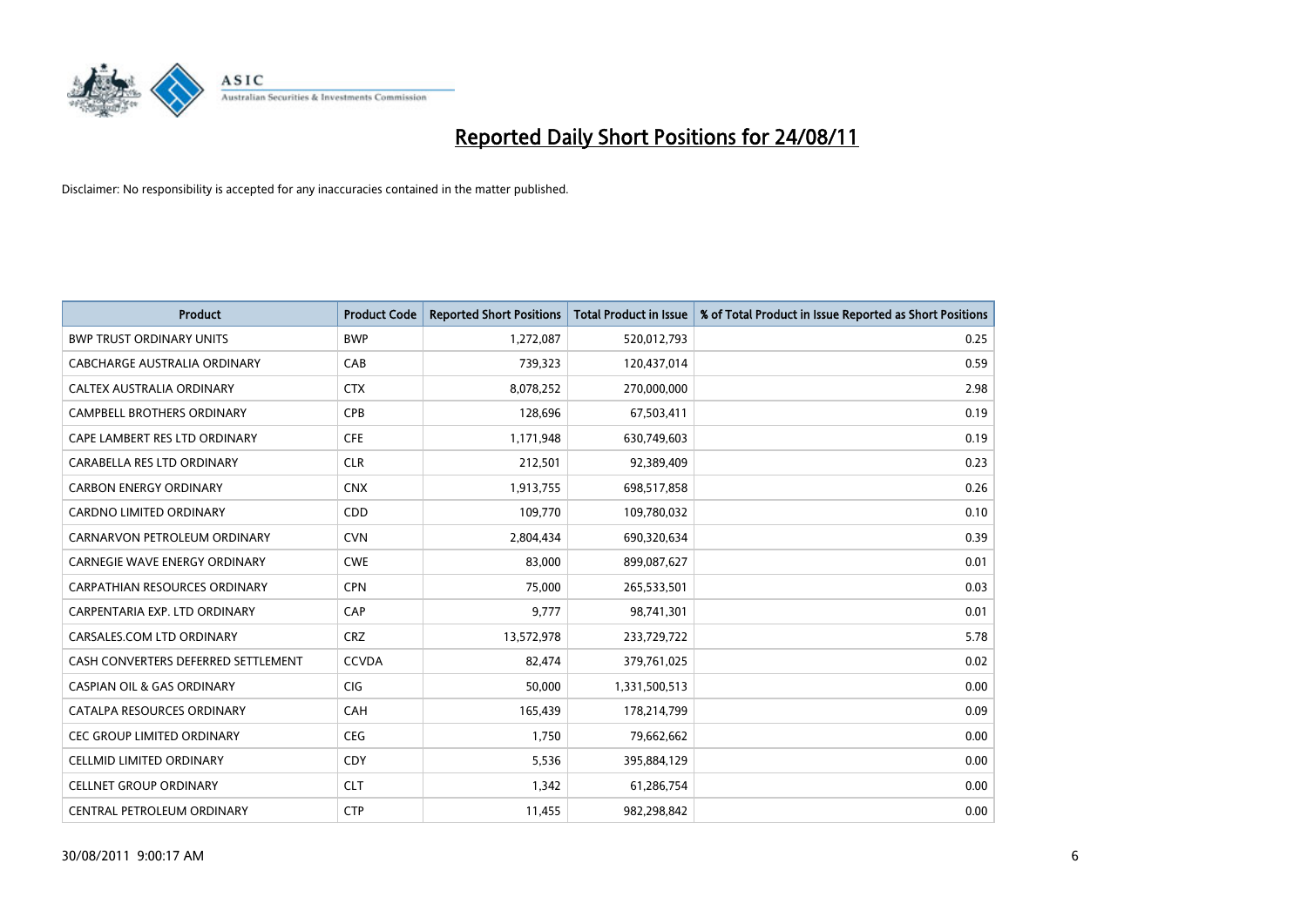# Reported Daily Short Positions for 24/08/11

Disclaimer: No responsibility is accepted for any inaccuracies contained in the matter published.

| Product | Product Code | Reported Short Positions | Total Product in Issue | % of Total Product in Issue Reported as Short Positions |
|---|---|---|---|---|
| BWP TRUST ORDINARY UNITS | BWP | 1,272,087 | 520,012,793 | 0.25 |
| CABCHARGE AUSTRALIA ORDINARY | CAB | 739,323 | 120,437,014 | 0.59 |
| CALTEX AUSTRALIA ORDINARY | CTX | 8,078,252 | 270,000,000 | 2.98 |
| CAMPBELL BROTHERS ORDINARY | CPB | 128,696 | 67,503,411 | 0.19 |
| CAPE LAMBERT RES LTD ORDINARY | CFE | 1,171,948 | 630,749,603 | 0.19 |
| CARABELLA RES LTD ORDINARY | CLR | 212,501 | 92,389,409 | 0.23 |
| CARBON ENERGY ORDINARY | CNX | 1,913,755 | 698,517,858 | 0.26 |
| CARDNO LIMITED ORDINARY | CDD | 109,770 | 109,780,032 | 0.10 |
| CARNARVON PETROLEUM ORDINARY | CVN | 2,804,434 | 690,320,634 | 0.39 |
| CARNEGIE WAVE ENERGY ORDINARY | CWE | 83,000 | 899,087,627 | 0.01 |
| CARPATHIAN RESOURCES ORDINARY | CPN | 75,000 | 265,533,501 | 0.03 |
| CARPENTARIA EXP. LTD ORDINARY | CAP | 9,777 | 98,741,301 | 0.01 |
| CARSALES.COM LTD ORDINARY | CRZ | 13,572,978 | 233,729,722 | 5.78 |
| CASH CONVERTERS DEFERRED SETTLEMENT | CCVDA | 82,474 | 379,761,025 | 0.02 |
| CASPIAN OIL & GAS ORDINARY | CIG | 50,000 | 1,331,500,513 | 0.00 |
| CATALPA RESOURCES ORDINARY | CAH | 165,439 | 178,214,799 | 0.09 |
| CEC GROUP LIMITED ORDINARY | CEG | 1,750 | 79,662,662 | 0.00 |
| CELLMID LIMITED ORDINARY | CDY | 5,536 | 395,884,129 | 0.00 |
| CELLNET GROUP ORDINARY | CLT | 1,342 | 61,286,754 | 0.00 |
| CENTRAL PETROLEUM ORDINARY | CTP | 11,455 | 982,298,842 | 0.00 |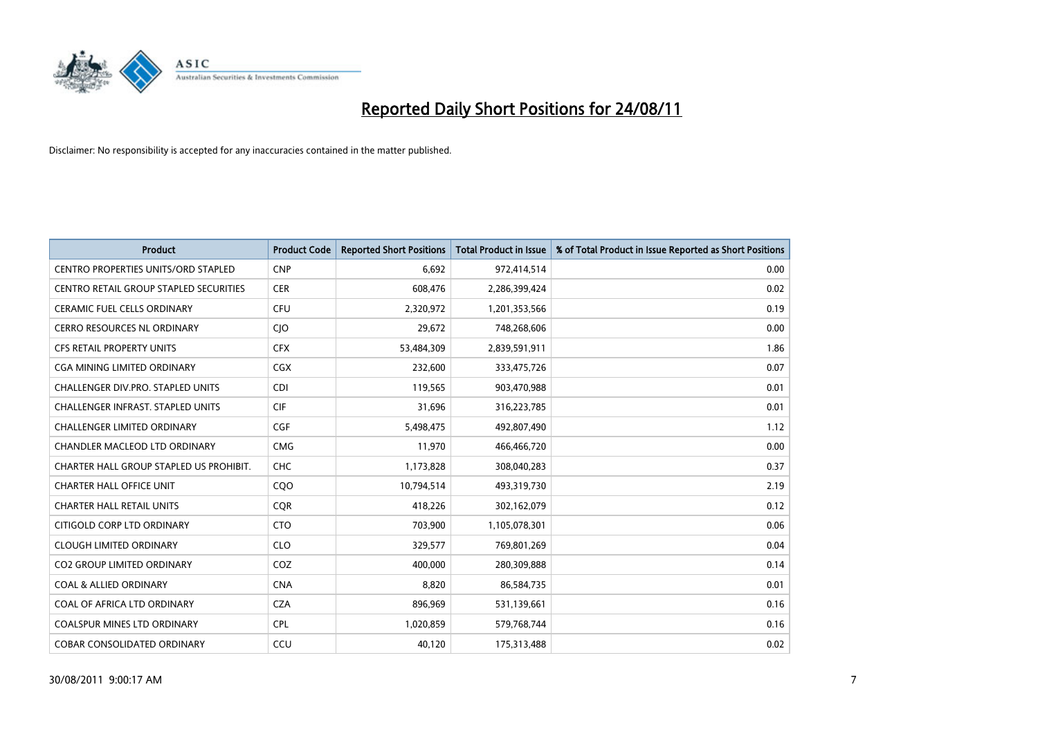# Reported Daily Short Positions for 24/08/11

Disclaimer: No responsibility is accepted for any inaccuracies contained in the matter published.

| Product | Product Code | Reported Short Positions | Total Product in Issue | % of Total Product in Issue Reported as Short Positions |
|---|---|---|---|---|
| CENTRO PROPERTIES UNITS/ORD STAPLED | CNP | 6,692 | 972,414,514 | 0.00 |
| CENTRO RETAIL GROUP STAPLED SECURITIES | CER | 608,476 | 2,286,399,424 | 0.02 |
| CERAMIC FUEL CELLS ORDINARY | CFU | 2,320,972 | 1,201,353,566 | 0.19 |
| CERRO RESOURCES NL ORDINARY | CJO | 29,672 | 748,268,606 | 0.00 |
| CFS RETAIL PROPERTY UNITS | CFX | 53,484,309 | 2,839,591,911 | 1.86 |
| CGA MINING LIMITED ORDINARY | CGX | 232,600 | 333,475,726 | 0.07 |
| CHALLENGER DIV.PRO. STAPLED UNITS | CDI | 119,565 | 903,470,988 | 0.01 |
| CHALLENGER INFRAST. STAPLED UNITS | CIF | 31,696 | 316,223,785 | 0.01 |
| CHALLENGER LIMITED ORDINARY | CGF | 5,498,475 | 492,807,490 | 1.12 |
| CHANDLER MACLEOD LTD ORDINARY | CMG | 11,970 | 466,466,720 | 0.00 |
| CHARTER HALL GROUP STAPLED US PROHIBIT. | CHC | 1,173,828 | 308,040,283 | 0.37 |
| CHARTER HALL OFFICE UNIT | CQO | 10,794,514 | 493,319,730 | 2.19 |
| CHARTER HALL RETAIL UNITS | CQR | 418,226 | 302,162,079 | 0.12 |
| CITIGOLD CORP LTD ORDINARY | CTO | 703,900 | 1,105,078,301 | 0.06 |
| CLOUGH LIMITED ORDINARY | CLO | 329,577 | 769,801,269 | 0.04 |
| CO2 GROUP LIMITED ORDINARY | COZ | 400,000 | 280,309,888 | 0.14 |
| COAL & ALLIED ORDINARY | CNA | 8,820 | 86,584,735 | 0.01 |
| COAL OF AFRICA LTD ORDINARY | CZA | 896,969 | 531,139,661 | 0.16 |
| COALSPUR MINES LTD ORDINARY | CPL | 1,020,859 | 579,768,744 | 0.16 |
| COBAR CONSOLIDATED ORDINARY | CCU | 40,120 | 175,313,488 | 0.02 |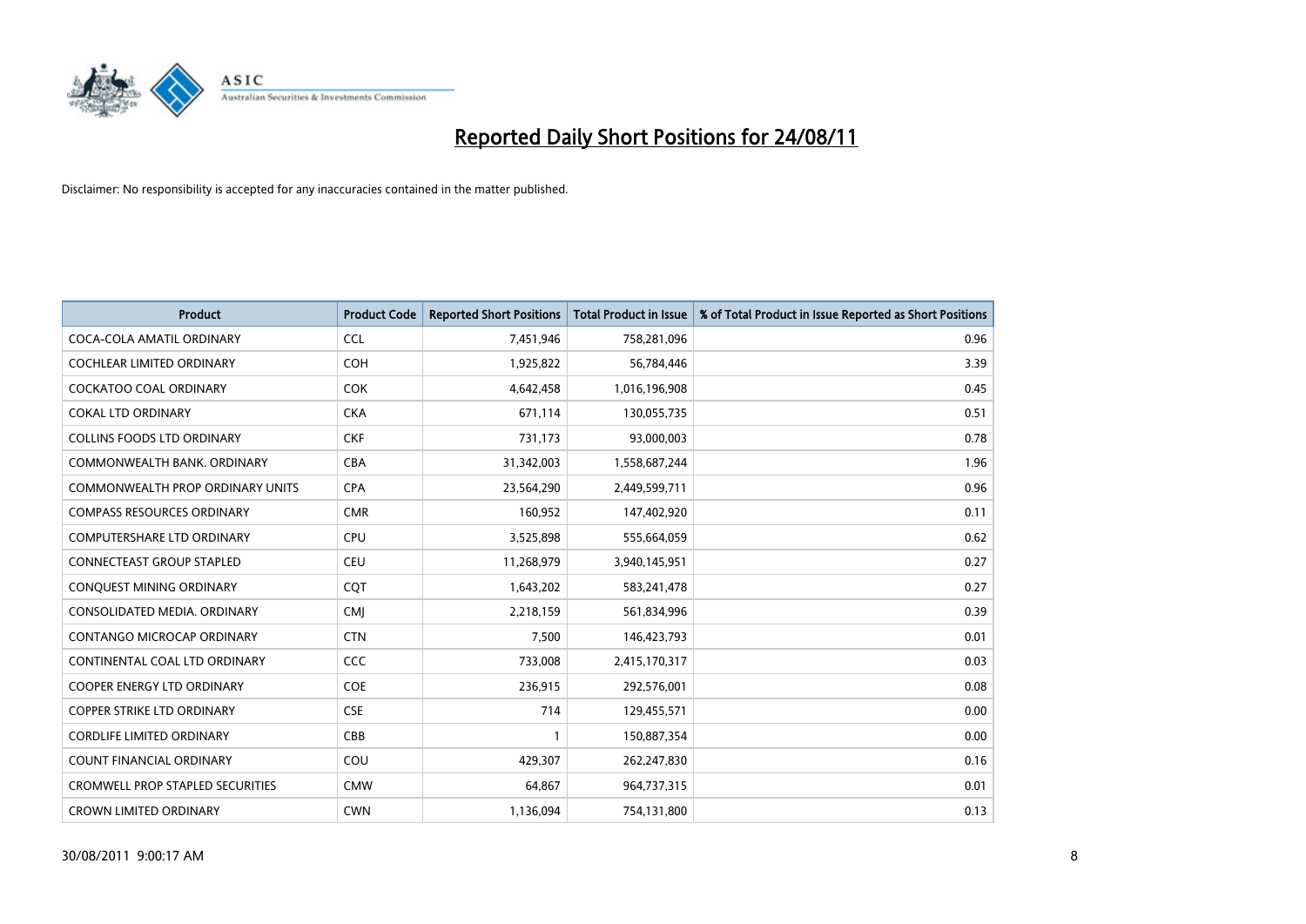# Reported Daily Short Positions for 24/08/11

Disclaimer: No responsibility is accepted for any inaccuracies contained in the matter published.

| Product | Product Code | Reported Short Positions | Total Product in Issue | % of Total Product in Issue Reported as Short Positions |
|---|---|---|---|---|
| COCA-COLA AMATIL ORDINARY | CCL | 7,451,946 | 758,281,096 | 0.96 |
| COCHLEAR LIMITED ORDINARY | COH | 1,925,822 | 56,784,446 | 3.39 |
| COCKATOO COAL ORDINARY | COK | 4,642,458 | 1,016,196,908 | 0.45 |
| COKAL LTD ORDINARY | CKA | 671,114 | 130,055,735 | 0.51 |
| COLLINS FOODS LTD ORDINARY | CKF | 731,173 | 93,000,003 | 0.78 |
| COMMONWEALTH BANK. ORDINARY | CBA | 31,342,003 | 1,558,687,244 | 1.96 |
| COMMONWEALTH PROP ORDINARY UNITS | CPA | 23,564,290 | 2,449,599,711 | 0.96 |
| COMPASS RESOURCES ORDINARY | CMR | 160,952 | 147,402,920 | 0.11 |
| COMPUTERSHARE LTD ORDINARY | CPU | 3,525,898 | 555,664,059 | 0.62 |
| CONNECTEAST GROUP STAPLED | CEU | 11,268,979 | 3,940,145,951 | 0.27 |
| CONQUEST MINING ORDINARY | CQT | 1,643,202 | 583,241,478 | 0.27 |
| CONSOLIDATED MEDIA. ORDINARY | CMJ | 2,218,159 | 561,834,996 | 0.39 |
| CONTANGO MICROCAP ORDINARY | CTN | 7,500 | 146,423,793 | 0.01 |
| CONTINENTAL COAL LTD ORDINARY | CCC | 733,008 | 2,415,170,317 | 0.03 |
| COOPER ENERGY LTD ORDINARY | COE | 236,915 | 292,576,001 | 0.08 |
| COPPER STRIKE LTD ORDINARY | CSE | 714 | 129,455,571 | 0.00 |
| CORDLIFE LIMITED ORDINARY | CBB | 1 | 150,887,354 | 0.00 |
| COUNT FINANCIAL ORDINARY | COU | 429,307 | 262,247,830 | 0.16 |
| CROMWELL PROP STAPLED SECURITIES | CMW | 64,867 | 964,737,315 | 0.01 |
| CROWN LIMITED ORDINARY | CWN | 1,136,094 | 754,131,800 | 0.13 |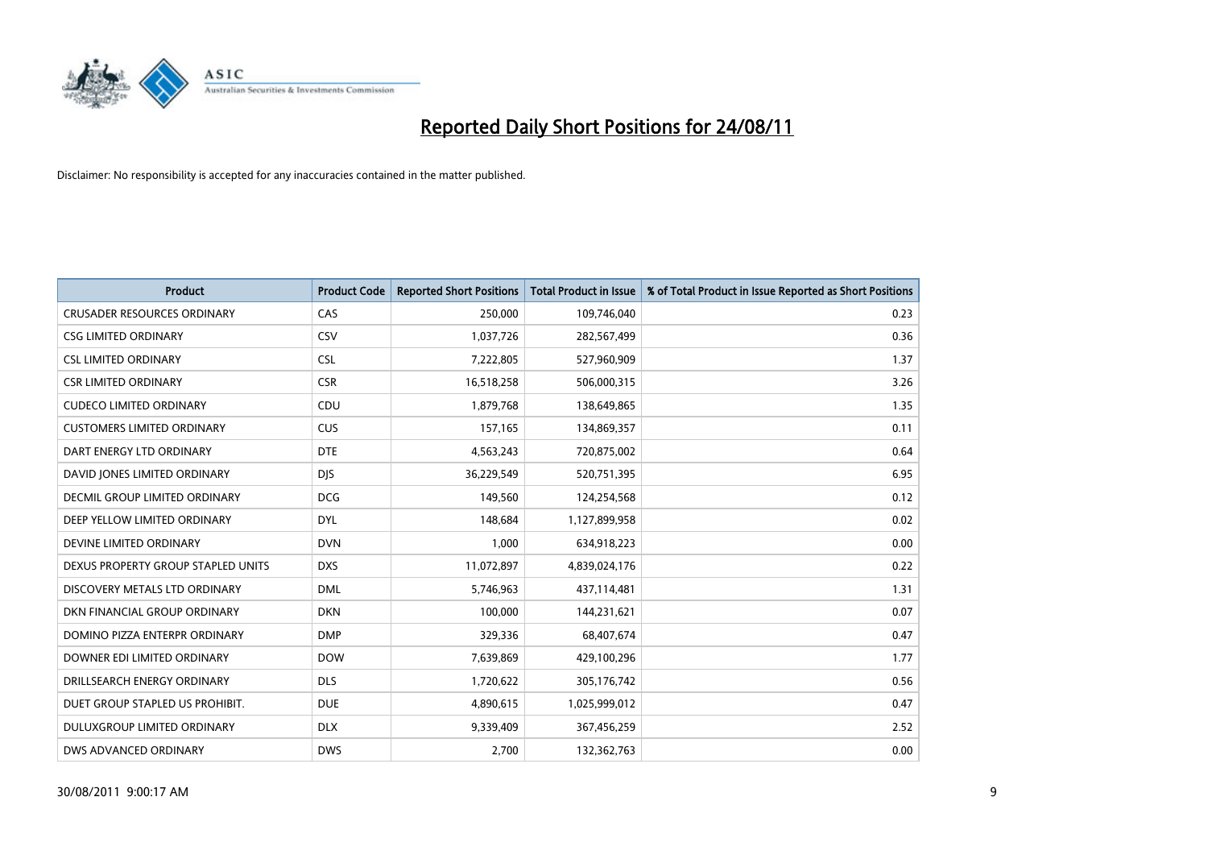# Reported Daily Short Positions for 24/08/11

Disclaimer: No responsibility is accepted for any inaccuracies contained in the matter published.

| Product | Product Code | Reported Short Positions | Total Product in Issue | % of Total Product in Issue Reported as Short Positions |
|---|---|---|---|---|
| CRUSADER RESOURCES ORDINARY | CAS | 250,000 | 109,746,040 | 0.23 |
| CSG LIMITED ORDINARY | CSV | 1,037,726 | 282,567,499 | 0.36 |
| CSL LIMITED ORDINARY | CSL | 7,222,805 | 527,960,909 | 1.37 |
| CSR LIMITED ORDINARY | CSR | 16,518,258 | 506,000,315 | 3.26 |
| CUDECO LIMITED ORDINARY | CDU | 1,879,768 | 138,649,865 | 1.35 |
| CUSTOMERS LIMITED ORDINARY | CUS | 157,165 | 134,869,357 | 0.11 |
| DART ENERGY LTD ORDINARY | DTE | 4,563,243 | 720,875,002 | 0.64 |
| DAVID JONES LIMITED ORDINARY | DJS | 36,229,549 | 520,751,395 | 6.95 |
| DECMIL GROUP LIMITED ORDINARY | DCG | 149,560 | 124,254,568 | 0.12 |
| DEEP YELLOW LIMITED ORDINARY | DYL | 148,684 | 1,127,899,958 | 0.02 |
| DEVINE LIMITED ORDINARY | DVN | 1,000 | 634,918,223 | 0.00 |
| DEXUS PROPERTY GROUP STAPLED UNITS | DXS | 11,072,897 | 4,839,024,176 | 0.22 |
| DISCOVERY METALS LTD ORDINARY | DML | 5,746,963 | 437,114,481 | 1.31 |
| DKN FINANCIAL GROUP ORDINARY | DKN | 100,000 | 144,231,621 | 0.07 |
| DOMINO PIZZA ENTERPR ORDINARY | DMP | 329,336 | 68,407,674 | 0.47 |
| DOWNER EDI LIMITED ORDINARY | DOW | 7,639,869 | 429,100,296 | 1.77 |
| DRILLSEARCH ENERGY ORDINARY | DLS | 1,720,622 | 305,176,742 | 0.56 |
| DUET GROUP STAPLED US PROHIBIT. | DUE | 4,890,615 | 1,025,999,012 | 0.47 |
| DULUXGROUP LIMITED ORDINARY | DLX | 9,339,409 | 367,456,259 | 2.52 |
| DWS ADVANCED ORDINARY | DWS | 2,700 | 132,362,763 | 0.00 |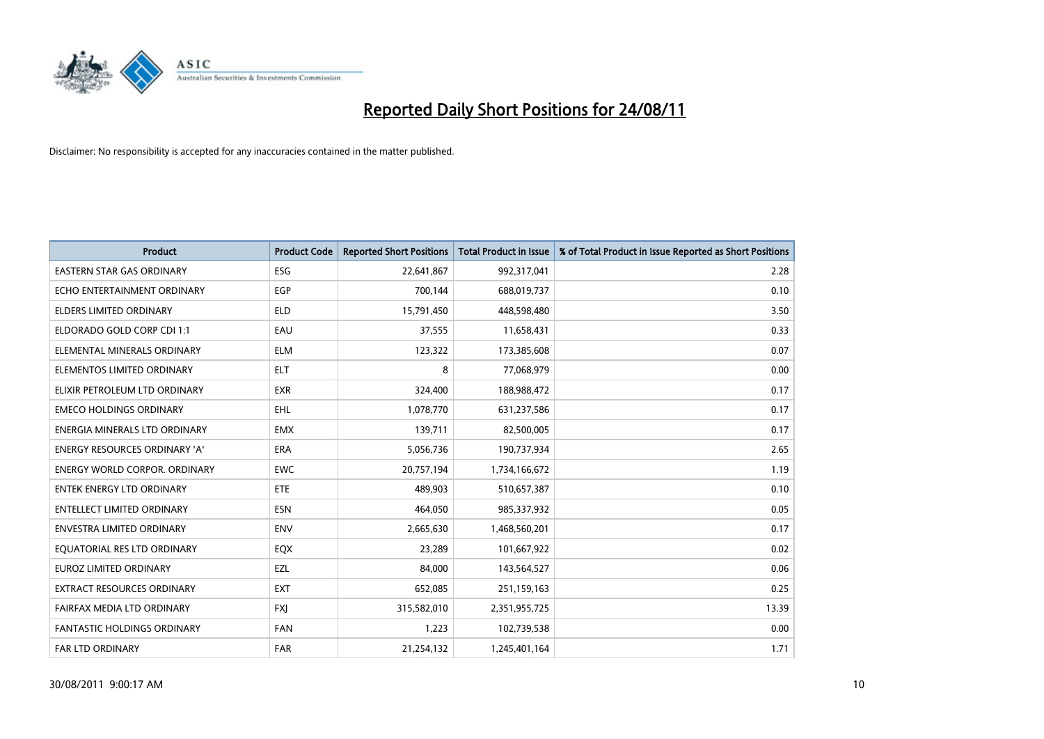# Reported Daily Short Positions for 24/08/11

Disclaimer: No responsibility is accepted for any inaccuracies contained in the matter published.

| Product | Product Code | Reported Short Positions | Total Product in Issue | % of Total Product in Issue Reported as Short Positions |
|---|---|---|---|---|
| EASTERN STAR GAS ORDINARY | ESG | 22,641,867 | 992,317,041 | 2.28 |
| ECHO ENTERTAINMENT ORDINARY | EGP | 700,144 | 688,019,737 | 0.10 |
| ELDERS LIMITED ORDINARY | ELD | 15,791,450 | 448,598,480 | 3.50 |
| ELDORADO GOLD CORP CDI 1:1 | EAU | 37,555 | 11,658,431 | 0.33 |
| ELEMENTAL MINERALS ORDINARY | ELM | 123,322 | 173,385,608 | 0.07 |
| ELEMENTOS LIMITED ORDINARY | ELT | 8 | 77,068,979 | 0.00 |
| ELIXIR PETROLEUM LTD ORDINARY | EXR | 324,400 | 188,988,472 | 0.17 |
| EMECO HOLDINGS ORDINARY | EHL | 1,078,770 | 631,237,586 | 0.17 |
| ENERGIA MINERALS LTD ORDINARY | EMX | 139,711 | 82,500,005 | 0.17 |
| ENERGY RESOURCES ORDINARY 'A' | ERA | 5,056,736 | 190,737,934 | 2.65 |
| ENERGY WORLD CORPOR. ORDINARY | EWC | 20,757,194 | 1,734,166,672 | 1.19 |
| ENTEK ENERGY LTD ORDINARY | ETE | 489,903 | 510,657,387 | 0.10 |
| ENTELLECT LIMITED ORDINARY | ESN | 464,050 | 985,337,932 | 0.05 |
| ENVESTRA LIMITED ORDINARY | ENV | 2,665,630 | 1,468,560,201 | 0.17 |
| EQUATORIAL RES LTD ORDINARY | EQX | 23,289 | 101,667,922 | 0.02 |
| EUROZ LIMITED ORDINARY | EZL | 84,000 | 143,564,527 | 0.06 |
| EXTRACT RESOURCES ORDINARY | EXT | 652,085 | 251,159,163 | 0.25 |
| FAIRFAX MEDIA LTD ORDINARY | FXJ | 315,582,010 | 2,351,955,725 | 13.39 |
| FANTASTIC HOLDINGS ORDINARY | FAN | 1,223 | 102,739,538 | 0.00 |
| FAR LTD ORDINARY | FAR | 21,254,132 | 1,245,401,164 | 1.71 |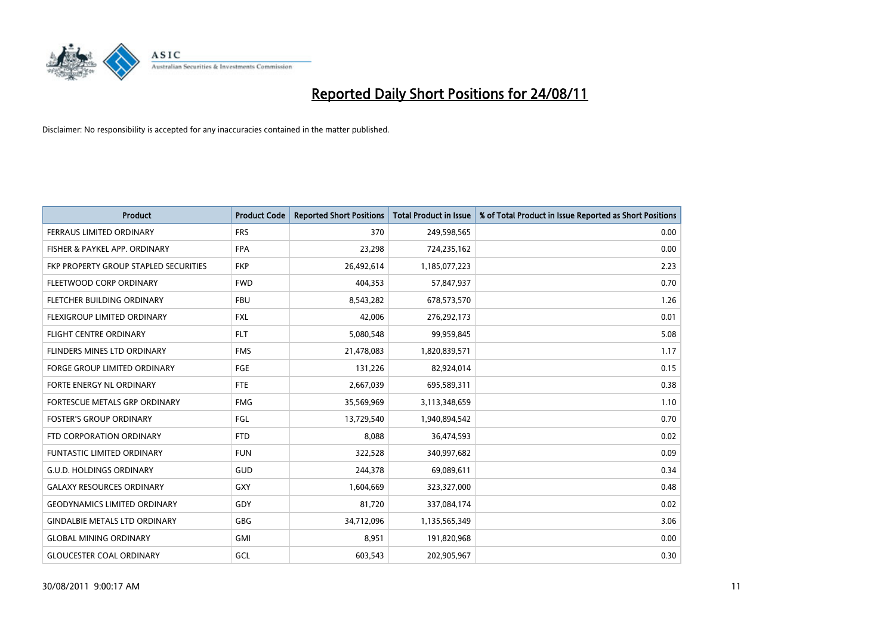# Reported Daily Short Positions for 24/08/11

Disclaimer: No responsibility is accepted for any inaccuracies contained in the matter published.

| Product | Product Code | Reported Short Positions | Total Product in Issue | % of Total Product in Issue Reported as Short Positions |
|---|---|---|---|---|
| FERRAUS LIMITED ORDINARY | FRS | 370 | 249,598,565 | 0.00 |
| FISHER & PAYKEL APP. ORDINARY | FPA | 23,298 | 724,235,162 | 0.00 |
| FKP PROPERTY GROUP STAPLED SECURITIES | FKP | 26,492,614 | 1,185,077,223 | 2.23 |
| FLEETWOOD CORP ORDINARY | FWD | 404,353 | 57,847,937 | 0.70 |
| FLETCHER BUILDING ORDINARY | FBU | 8,543,282 | 678,573,570 | 1.26 |
| FLEXIGROUP LIMITED ORDINARY | FXL | 42,006 | 276,292,173 | 0.01 |
| FLIGHT CENTRE ORDINARY | FLT | 5,080,548 | 99,959,845 | 5.08 |
| FLINDERS MINES LTD ORDINARY | FMS | 21,478,083 | 1,820,839,571 | 1.17 |
| FORGE GROUP LIMITED ORDINARY | FGE | 131,226 | 82,924,014 | 0.15 |
| FORTE ENERGY NL ORDINARY | FTE | 2,667,039 | 695,589,311 | 0.38 |
| FORTESCUE METALS GRP ORDINARY | FMG | 35,569,969 | 3,113,348,659 | 1.10 |
| FOSTER'S GROUP ORDINARY | FGL | 13,729,540 | 1,940,894,542 | 0.70 |
| FTD CORPORATION ORDINARY | FTD | 8,088 | 36,474,593 | 0.02 |
| FUNTASTIC LIMITED ORDINARY | FUN | 322,528 | 340,997,682 | 0.09 |
| G.U.D. HOLDINGS ORDINARY | GUD | 244,378 | 69,089,611 | 0.34 |
| GALAXY RESOURCES ORDINARY | GXY | 1,604,669 | 323,327,000 | 0.48 |
| GEODYNAMICS LIMITED ORDINARY | GDY | 81,720 | 337,084,174 | 0.02 |
| GINDALBIE METALS LTD ORDINARY | GBG | 34,712,096 | 1,135,565,349 | 3.06 |
| GLOBAL MINING ORDINARY | GMI | 8,951 | 191,820,968 | 0.00 |
| GLOUCESTER COAL ORDINARY | GCL | 603,543 | 202,905,967 | 0.30 |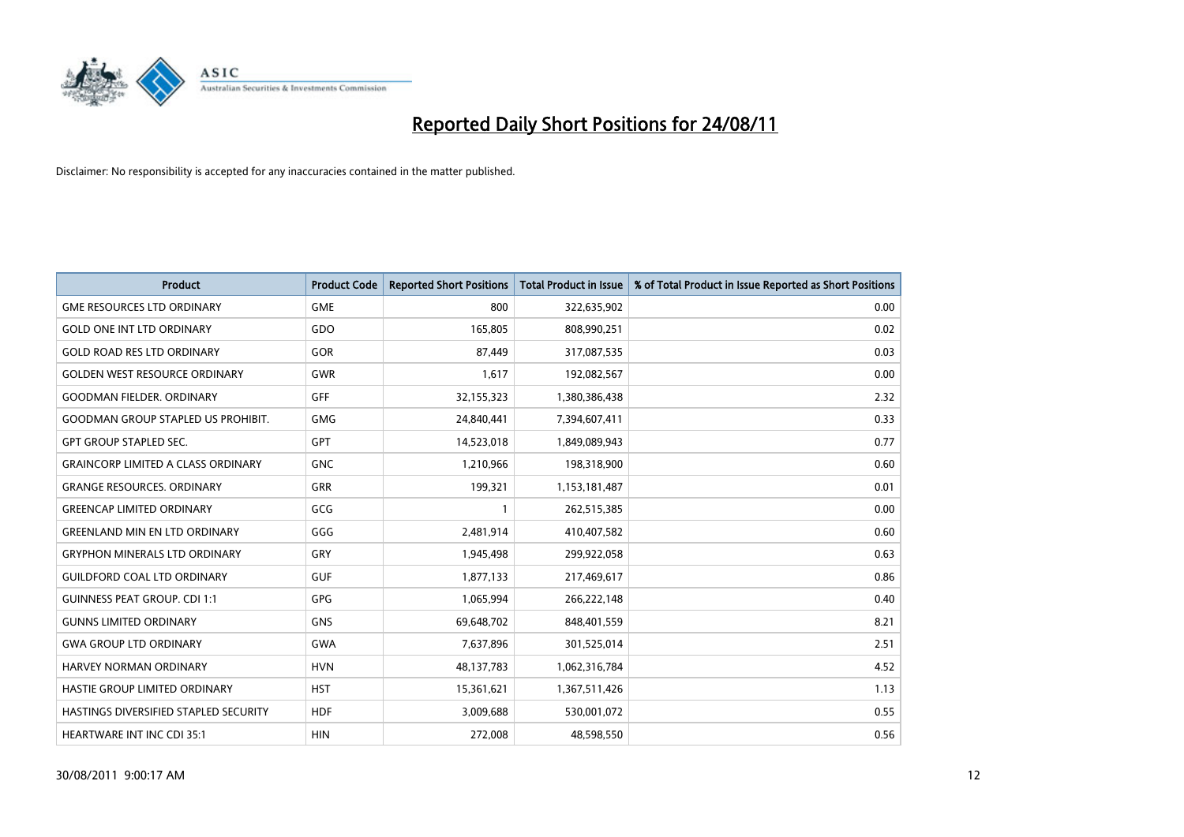# Reported Daily Short Positions for 24/08/11

Disclaimer: No responsibility is accepted for any inaccuracies contained in the matter published.

| Product | Product Code | Reported Short Positions | Total Product in Issue | % of Total Product in Issue Reported as Short Positions |
|---|---|---|---|---|
| GME RESOURCES LTD ORDINARY | GME | 800 | 322,635,902 | 0.00 |
| GOLD ONE INT LTD ORDINARY | GDO | 165,805 | 808,990,251 | 0.02 |
| GOLD ROAD RES LTD ORDINARY | GOR | 87,449 | 317,087,535 | 0.03 |
| GOLDEN WEST RESOURCE ORDINARY | GWR | 1,617 | 192,082,567 | 0.00 |
| GOODMAN FIELDER. ORDINARY | GFF | 32,155,323 | 1,380,386,438 | 2.32 |
| GOODMAN GROUP STAPLED US PROHIBIT. | GMG | 24,840,441 | 7,394,607,411 | 0.33 |
| GPT GROUP STAPLED SEC. | GPT | 14,523,018 | 1,849,089,943 | 0.77 |
| GRAINCORP LIMITED A CLASS ORDINARY | GNC | 1,210,966 | 198,318,900 | 0.60 |
| GRANGE RESOURCES. ORDINARY | GRR | 199,321 | 1,153,181,487 | 0.01 |
| GREENCAP LIMITED ORDINARY | GCG | 1 | 262,515,385 | 0.00 |
| GREENLAND MIN EN LTD ORDINARY | GGG | 2,481,914 | 410,407,582 | 0.60 |
| GRYPHON MINERALS LTD ORDINARY | GRY | 1,945,498 | 299,922,058 | 0.63 |
| GUILDFORD COAL LTD ORDINARY | GUF | 1,877,133 | 217,469,617 | 0.86 |
| GUINNESS PEAT GROUP. CDI 1:1 | GPG | 1,065,994 | 266,222,148 | 0.40 |
| GUNNS LIMITED ORDINARY | GNS | 69,648,702 | 848,401,559 | 8.21 |
| GWA GROUP LTD ORDINARY | GWA | 7,637,896 | 301,525,014 | 2.51 |
| HARVEY NORMAN ORDINARY | HVN | 48,137,783 | 1,062,316,784 | 4.52 |
| HASTIE GROUP LIMITED ORDINARY | HST | 15,361,621 | 1,367,511,426 | 1.13 |
| HASTINGS DIVERSIFIED STAPLED SECURITY | HDF | 3,009,688 | 530,001,072 | 0.55 |
| HEARTWARE INT INC CDI 35:1 | HIN | 272,008 | 48,598,550 | 0.56 |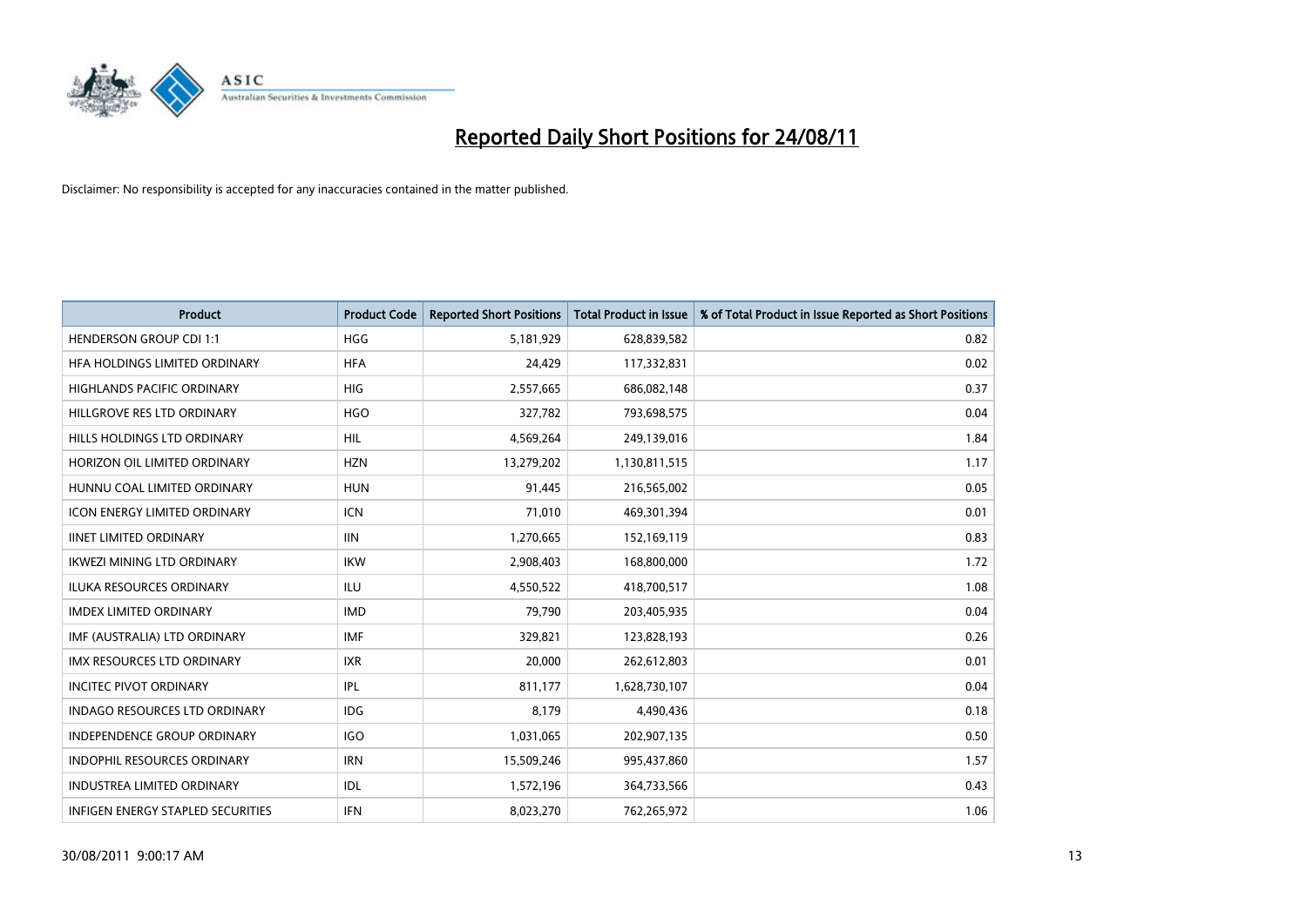# Reported Daily Short Positions for 24/08/11

Disclaimer: No responsibility is accepted for any inaccuracies contained in the matter published.

| Product | Product Code | Reported Short Positions | Total Product in Issue | % of Total Product in Issue Reported as Short Positions |
|---|---|---|---|---|
| HENDERSON GROUP CDI 1:1 | HGG | 5,181,929 | 628,839,582 | 0.82 |
| HFA HOLDINGS LIMITED ORDINARY | HFA | 24,429 | 117,332,831 | 0.02 |
| HIGHLANDS PACIFIC ORDINARY | HIG | 2,557,665 | 686,082,148 | 0.37 |
| HILLGROVE RES LTD ORDINARY | HGO | 327,782 | 793,698,575 | 0.04 |
| HILLS HOLDINGS LTD ORDINARY | HIL | 4,569,264 | 249,139,016 | 1.84 |
| HORIZON OIL LIMITED ORDINARY | HZN | 13,279,202 | 1,130,811,515 | 1.17 |
| HUNNU COAL LIMITED ORDINARY | HUN | 91,445 | 216,565,002 | 0.05 |
| ICON ENERGY LIMITED ORDINARY | ICN | 71,010 | 469,301,394 | 0.01 |
| IINET LIMITED ORDINARY | IIN | 1,270,665 | 152,169,119 | 0.83 |
| IKWEZI MINING LTD ORDINARY | IKW | 2,908,403 | 168,800,000 | 1.72 |
| ILUKA RESOURCES ORDINARY | ILU | 4,550,522 | 418,700,517 | 1.08 |
| IMDEX LIMITED ORDINARY | IMD | 79,790 | 203,405,935 | 0.04 |
| IMF (AUSTRALIA) LTD ORDINARY | IMF | 329,821 | 123,828,193 | 0.26 |
| IMX RESOURCES LTD ORDINARY | IXR | 20,000 | 262,612,803 | 0.01 |
| INCITEC PIVOT ORDINARY | IPL | 811,177 | 1,628,730,107 | 0.04 |
| INDAGO RESOURCES LTD ORDINARY | IDG | 8,179 | 4,490,436 | 0.18 |
| INDEPENDENCE GROUP ORDINARY | IGO | 1,031,065 | 202,907,135 | 0.50 |
| INDOPHIL RESOURCES ORDINARY | IRN | 15,509,246 | 995,437,860 | 1.57 |
| INDUSTREA LIMITED ORDINARY | IDL | 1,572,196 | 364,733,566 | 0.43 |
| INFIGEN ENERGY STAPLED SECURITIES | IFN | 8,023,270 | 762,265,972 | 1.06 |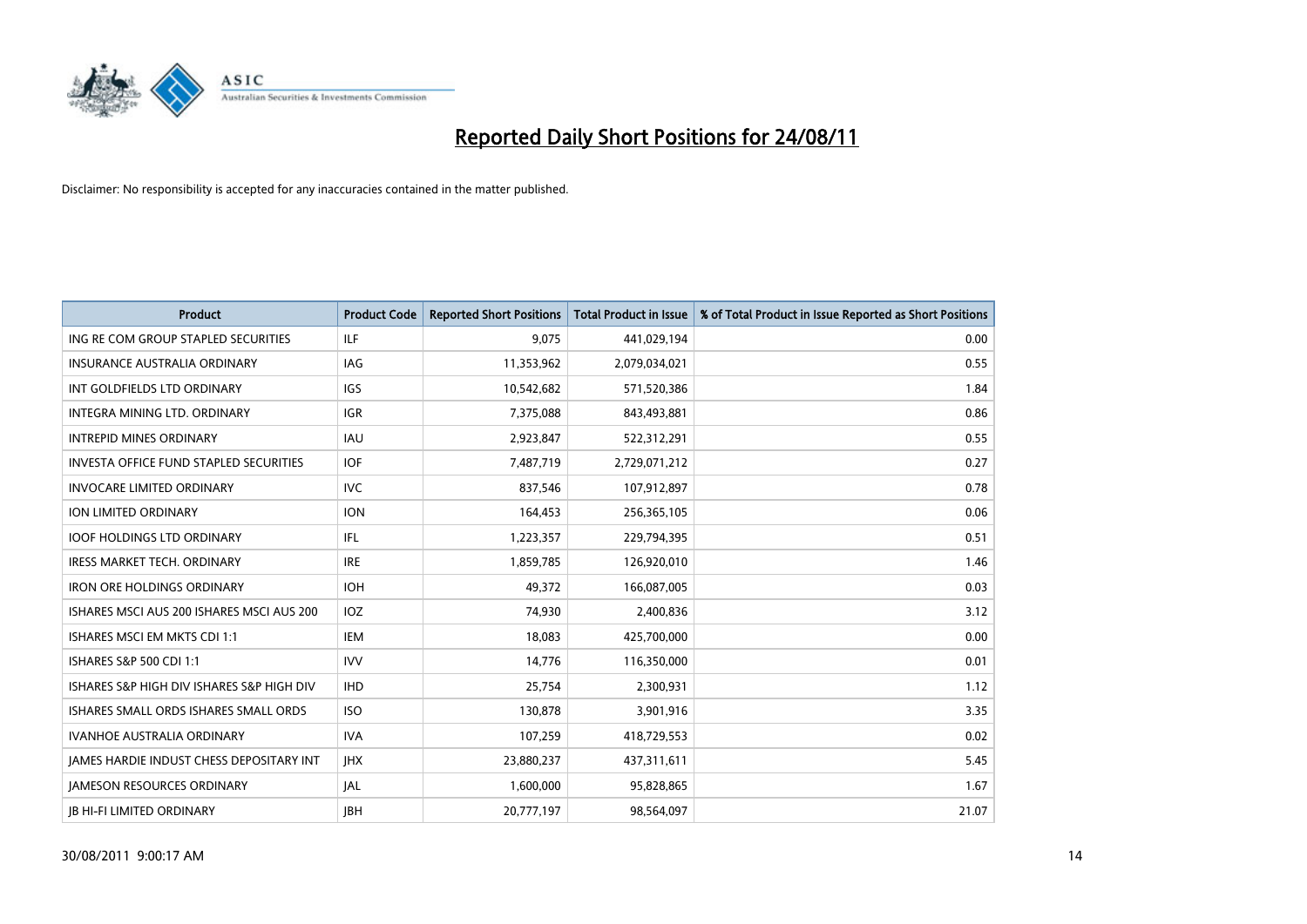# Reported Daily Short Positions for 24/08/11

Disclaimer: No responsibility is accepted for any inaccuracies contained in the matter published.

| Product | Product Code | Reported Short Positions | Total Product in Issue | % of Total Product in Issue Reported as Short Positions |
|---|---|---|---|---|
| ING RE COM GROUP STAPLED SECURITIES | ILF | 9,075 | 441,029,194 | 0.00 |
| INSURANCE AUSTRALIA ORDINARY | IAG | 11,353,962 | 2,079,034,021 | 0.55 |
| INT GOLDFIELDS LTD ORDINARY | IGS | 10,542,682 | 571,520,386 | 1.84 |
| INTEGRA MINING LTD. ORDINARY | IGR | 7,375,088 | 843,493,881 | 0.86 |
| INTREPID MINES ORDINARY | IAU | 2,923,847 | 522,312,291 | 0.55 |
| INVESTA OFFICE FUND STAPLED SECURITIES | IOF | 7,487,719 | 2,729,071,212 | 0.27 |
| INVOCARE LIMITED ORDINARY | IVC | 837,546 | 107,912,897 | 0.78 |
| ION LIMITED ORDINARY | ION | 164,453 | 256,365,105 | 0.06 |
| IOOF HOLDINGS LTD ORDINARY | IFL | 1,223,357 | 229,794,395 | 0.51 |
| IRESS MARKET TECH. ORDINARY | IRE | 1,859,785 | 126,920,010 | 1.46 |
| IRON ORE HOLDINGS ORDINARY | IOH | 49,372 | 166,087,005 | 0.03 |
| ISHARES MSCI AUS 200 ISHARES MSCI AUS 200 | IOZ | 74,930 | 2,400,836 | 3.12 |
| ISHARES MSCI EM MKTS CDI 1:1 | IEM | 18,083 | 425,700,000 | 0.00 |
| ISHARES S&P 500 CDI 1:1 | IVV | 14,776 | 116,350,000 | 0.01 |
| ISHARES S&P HIGH DIV ISHARES S&P HIGH DIV | IHD | 25,754 | 2,300,931 | 1.12 |
| ISHARES SMALL ORDS ISHARES SMALL ORDS | ISO | 130,878 | 3,901,916 | 3.35 |
| IVANHOE AUSTRALIA ORDINARY | IVA | 107,259 | 418,729,553 | 0.02 |
| JAMES HARDIE INDUST CHESS DEPOSITARY INT | JHX | 23,880,237 | 437,311,611 | 5.45 |
| JAMESON RESOURCES ORDINARY | JAL | 1,600,000 | 95,828,865 | 1.67 |
| JB HI-FI LIMITED ORDINARY | JBH | 20,777,197 | 98,564,097 | 21.07 |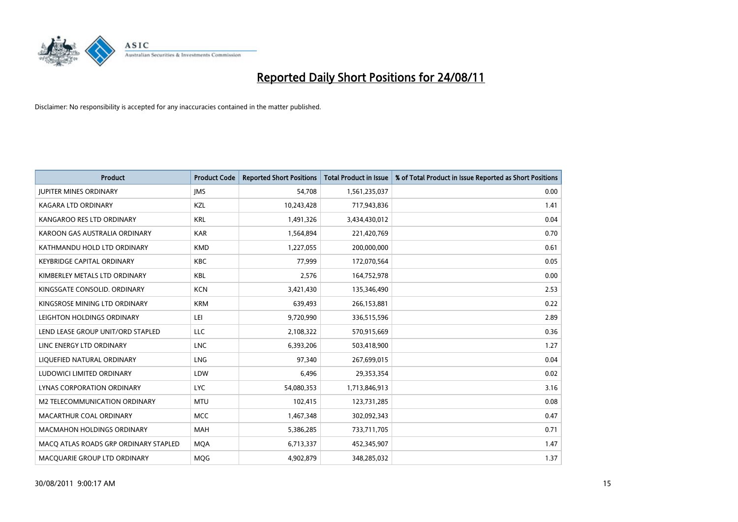# Reported Daily Short Positions for 24/08/11

Disclaimer: No responsibility is accepted for any inaccuracies contained in the matter published.

| Product | Product Code | Reported Short Positions | Total Product in Issue | % of Total Product in Issue Reported as Short Positions |
|---|---|---|---|---|
| JUPITER MINES ORDINARY | JMS | 54,708 | 1,561,235,037 | 0.00 |
| KAGARA LTD ORDINARY | KZL | 10,243,428 | 717,943,836 | 1.41 |
| KANGAROO RES LTD ORDINARY | KRL | 1,491,326 | 3,434,430,012 | 0.04 |
| KAROON GAS AUSTRALIA ORDINARY | KAR | 1,564,894 | 221,420,769 | 0.70 |
| KATHMANDU HOLD LTD ORDINARY | KMD | 1,227,055 | 200,000,000 | 0.61 |
| KEYBRIDGE CAPITAL ORDINARY | KBC | 77,999 | 172,070,564 | 0.05 |
| KIMBERLEY METALS LTD ORDINARY | KBL | 2,576 | 164,752,978 | 0.00 |
| KINGSGATE CONSOLID. ORDINARY | KCN | 3,421,430 | 135,346,490 | 2.53 |
| KINGSROSE MINING LTD ORDINARY | KRM | 639,493 | 266,153,881 | 0.22 |
| LEIGHTON HOLDINGS ORDINARY | LEI | 9,720,990 | 336,515,596 | 2.89 |
| LEND LEASE GROUP UNIT/ORD STAPLED | LLC | 2,108,322 | 570,915,669 | 0.36 |
| LINC ENERGY LTD ORDINARY | LNC | 6,393,206 | 503,418,900 | 1.27 |
| LIQUEFIED NATURAL ORDINARY | LNG | 97,340 | 267,699,015 | 0.04 |
| LUDOWICI LIMITED ORDINARY | LDW | 6,496 | 29,353,354 | 0.02 |
| LYNAS CORPORATION ORDINARY | LYC | 54,080,353 | 1,713,846,913 | 3.16 |
| M2 TELECOMMUNICATION ORDINARY | MTU | 102,415 | 123,731,285 | 0.08 |
| MACARTHUR COAL ORDINARY | MCC | 1,467,348 | 302,092,343 | 0.47 |
| MACMAHON HOLDINGS ORDINARY | MAH | 5,386,285 | 733,711,705 | 0.71 |
| MACQ ATLAS ROADS GRP ORDINARY STAPLED | MQA | 6,713,337 | 452,345,907 | 1.47 |
| MACQUARIE GROUP LTD ORDINARY | MQG | 4,902,879 | 348,285,032 | 1.37 |

30/08/2011 9:00:17 AM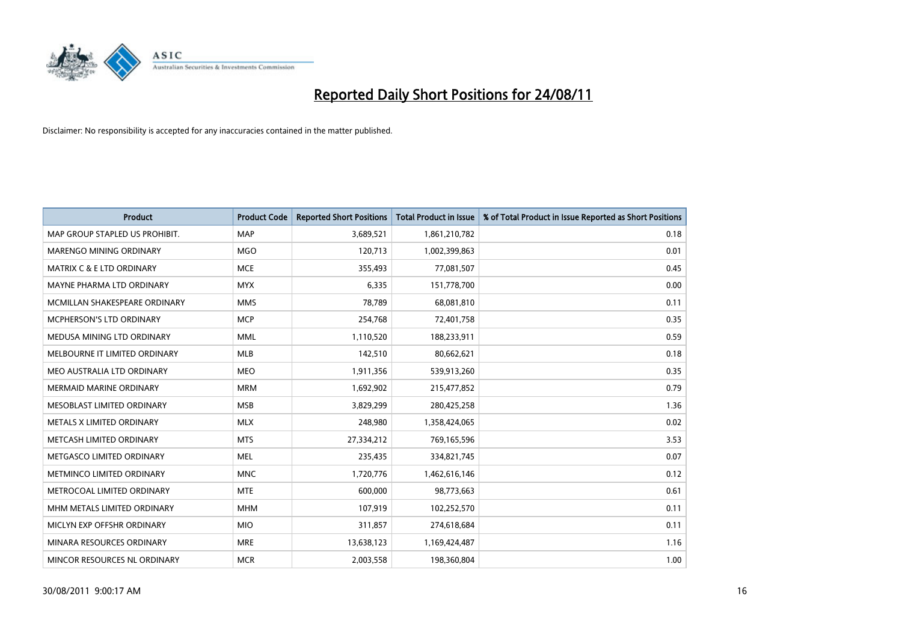# Reported Daily Short Positions for 24/08/11

Disclaimer: No responsibility is accepted for any inaccuracies contained in the matter published.

| Product | Product Code | Reported Short Positions | Total Product in Issue | % of Total Product in Issue Reported as Short Positions |
|---|---|---|---|---|
| MAP GROUP STAPLED US PROHIBIT. | MAP | 3,689,521 | 1,861,210,782 | 0.18 |
| MARENGO MINING ORDINARY | MGO | 120,713 | 1,002,399,863 | 0.01 |
| MATRIX C & E LTD ORDINARY | MCE | 355,493 | 77,081,507 | 0.45 |
| MAYNE PHARMA LTD ORDINARY | MYX | 6,335 | 151,778,700 | 0.00 |
| MCMILLAN SHAKESPEARE ORDINARY | MMS | 78,789 | 68,081,810 | 0.11 |
| MCPHERSON'S LTD ORDINARY | MCP | 254,768 | 72,401,758 | 0.35 |
| MEDUSA MINING LTD ORDINARY | MML | 1,110,520 | 188,233,911 | 0.59 |
| MELBOURNE IT LIMITED ORDINARY | MLB | 142,510 | 80,662,621 | 0.18 |
| MEO AUSTRALIA LTD ORDINARY | MEO | 1,911,356 | 539,913,260 | 0.35 |
| MERMAID MARINE ORDINARY | MRM | 1,692,902 | 215,477,852 | 0.79 |
| MESOBLAST LIMITED ORDINARY | MSB | 3,829,299 | 280,425,258 | 1.36 |
| METALS X LIMITED ORDINARY | MLX | 248,980 | 1,358,424,065 | 0.02 |
| METCASH LIMITED ORDINARY | MTS | 27,334,212 | 769,165,596 | 3.53 |
| METGASCO LIMITED ORDINARY | MEL | 235,435 | 334,821,745 | 0.07 |
| METMINCO LIMITED ORDINARY | MNC | 1,720,776 | 1,462,616,146 | 0.12 |
| METROCOAL LIMITED ORDINARY | MTE | 600,000 | 98,773,663 | 0.61 |
| MHM METALS LIMITED ORDINARY | MHM | 107,919 | 102,252,570 | 0.11 |
| MICLYN EXP OFFSHR ORDINARY | MIO | 311,857 | 274,618,684 | 0.11 |
| MINARA RESOURCES ORDINARY | MRE | 13,638,123 | 1,169,424,487 | 1.16 |
| MINCOR RESOURCES NL ORDINARY | MCR | 2,003,558 | 198,360,804 | 1.00 |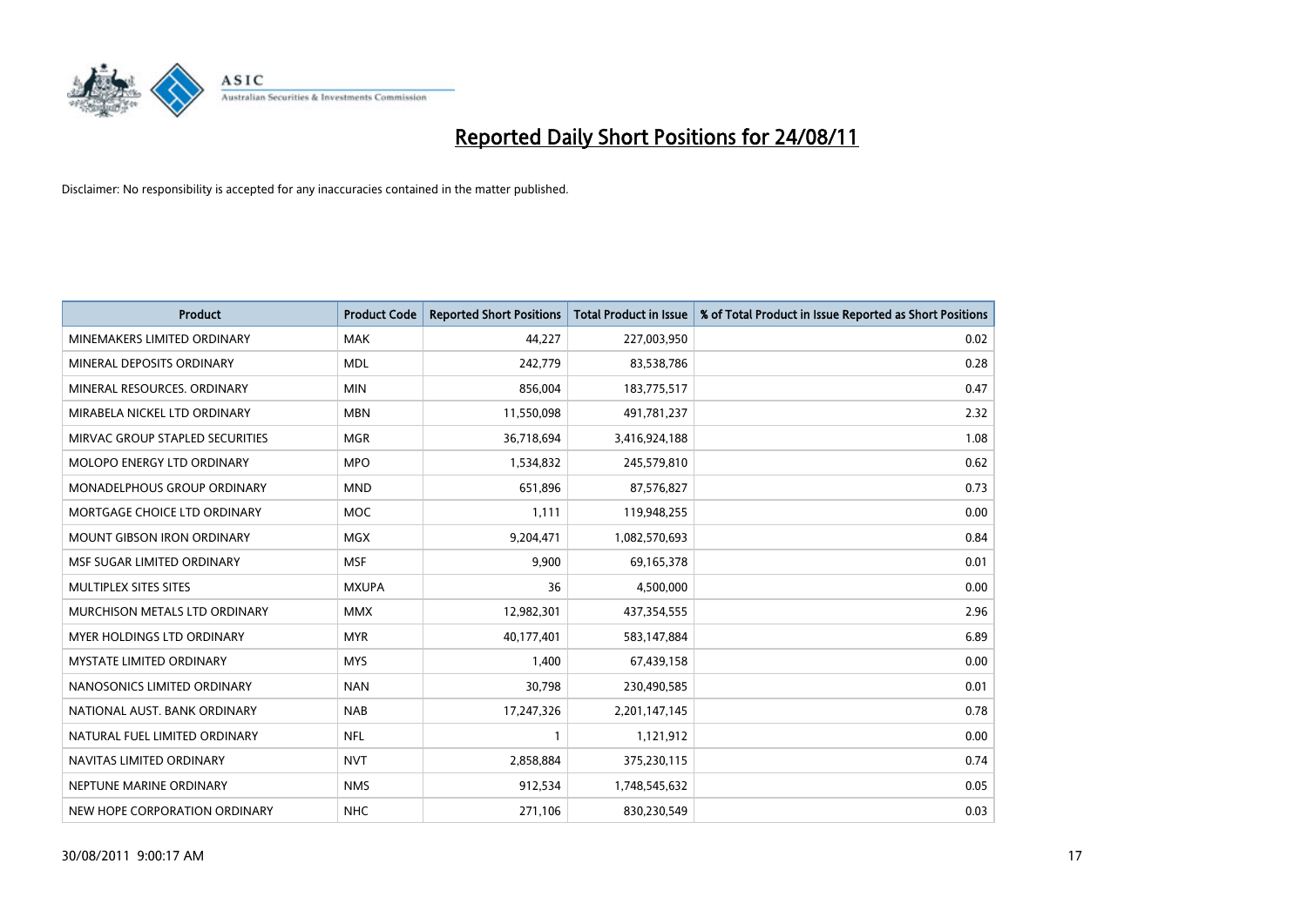# Reported Daily Short Positions for 24/08/11

Disclaimer: No responsibility is accepted for any inaccuracies contained in the matter published.

| Product | Product Code | Reported Short Positions | Total Product in Issue | % of Total Product in Issue Reported as Short Positions |
|---|---|---|---|---|
| MINEMAKERS LIMITED ORDINARY | MAK | 44,227 | 227,003,950 | 0.02 |
| MINERAL DEPOSITS ORDINARY | MDL | 242,779 | 83,538,786 | 0.28 |
| MINERAL RESOURCES. ORDINARY | MIN | 856,004 | 183,775,517 | 0.47 |
| MIRABELA NICKEL LTD ORDINARY | MBN | 11,550,098 | 491,781,237 | 2.32 |
| MIRVAC GROUP STAPLED SECURITIES | MGR | 36,718,694 | 3,416,924,188 | 1.08 |
| MOLOPO ENERGY LTD ORDINARY | MPO | 1,534,832 | 245,579,810 | 0.62 |
| MONADELPHOUS GROUP ORDINARY | MND | 651,896 | 87,576,827 | 0.73 |
| MORTGAGE CHOICE LTD ORDINARY | MOC | 1,111 | 119,948,255 | 0.00 |
| MOUNT GIBSON IRON ORDINARY | MGX | 9,204,471 | 1,082,570,693 | 0.84 |
| MSF SUGAR LIMITED ORDINARY | MSF | 9,900 | 69,165,378 | 0.01 |
| MULTIPLEX SITES SITES | MXUPA | 36 | 4,500,000 | 0.00 |
| MURCHISON METALS LTD ORDINARY | MMX | 12,982,301 | 437,354,555 | 2.96 |
| MYER HOLDINGS LTD ORDINARY | MYR | 40,177,401 | 583,147,884 | 6.89 |
| MYSTATE LIMITED ORDINARY | MYS | 1,400 | 67,439,158 | 0.00 |
| NANOSONICS LIMITED ORDINARY | NAN | 30,798 | 230,490,585 | 0.01 |
| NATIONAL AUST. BANK ORDINARY | NAB | 17,247,326 | 2,201,147,145 | 0.78 |
| NATURAL FUEL LIMITED ORDINARY | NFL | 1 | 1,121,912 | 0.00 |
| NAVITAS LIMITED ORDINARY | NVT | 2,858,884 | 375,230,115 | 0.74 |
| NEPTUNE MARINE ORDINARY | NMS | 912,534 | 1,748,545,632 | 0.05 |
| NEW HOPE CORPORATION ORDINARY | NHC | 271,106 | 830,230,549 | 0.03 |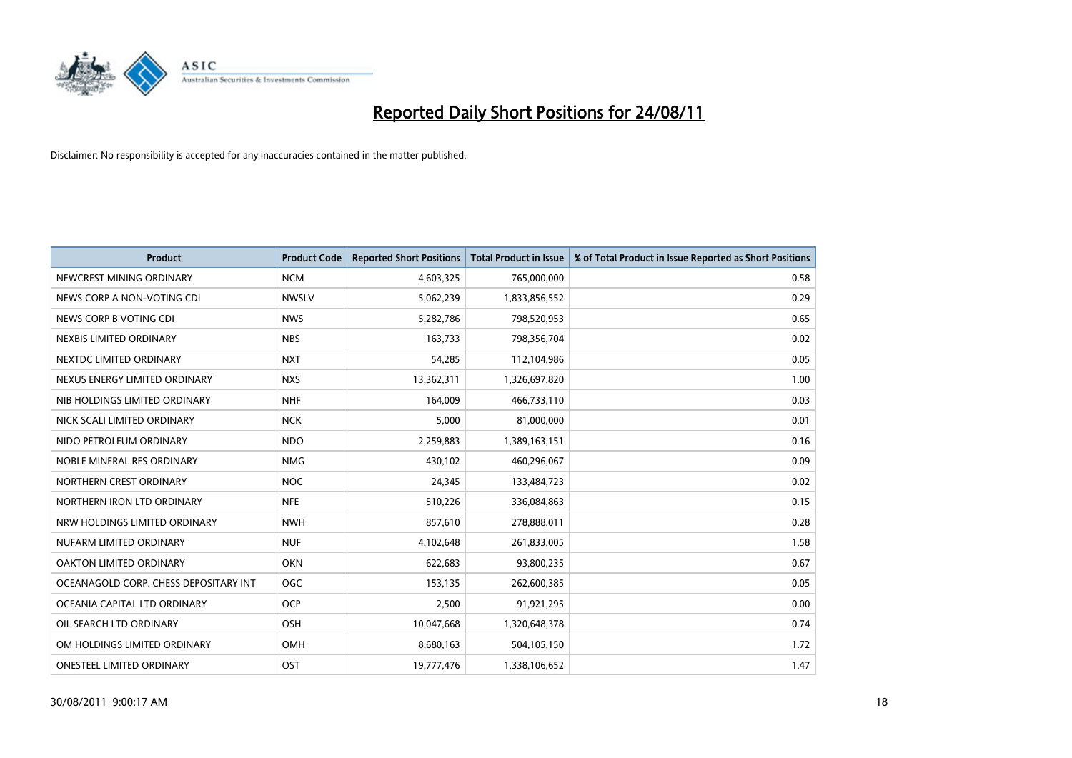# Reported Daily Short Positions for 24/08/11

Disclaimer: No responsibility is accepted for any inaccuracies contained in the matter published.

| Product | Product Code | Reported Short Positions | Total Product in Issue | % of Total Product in Issue Reported as Short Positions |
|---|---|---|---|---|
| NEWCREST MINING ORDINARY | NCM | 4,603,325 | 765,000,000 | 0.58 |
| NEWS CORP A NON-VOTING CDI | NWSLV | 5,062,239 | 1,833,856,552 | 0.29 |
| NEWS CORP B VOTING CDI | NWS | 5,282,786 | 798,520,953 | 0.65 |
| NEXBIS LIMITED ORDINARY | NBS | 163,733 | 798,356,704 | 0.02 |
| NEXTDC LIMITED ORDINARY | NXT | 54,285 | 112,104,986 | 0.05 |
| NEXUS ENERGY LIMITED ORDINARY | NXS | 13,362,311 | 1,326,697,820 | 1.00 |
| NIB HOLDINGS LIMITED ORDINARY | NHF | 164,009 | 466,733,110 | 0.03 |
| NICK SCALI LIMITED ORDINARY | NCK | 5,000 | 81,000,000 | 0.01 |
| NIDO PETROLEUM ORDINARY | NDO | 2,259,883 | 1,389,163,151 | 0.16 |
| NOBLE MINERAL RES ORDINARY | NMG | 430,102 | 460,296,067 | 0.09 |
| NORTHERN CREST ORDINARY | NOC | 24,345 | 133,484,723 | 0.02 |
| NORTHERN IRON LTD ORDINARY | NFE | 510,226 | 336,084,863 | 0.15 |
| NRW HOLDINGS LIMITED ORDINARY | NWH | 857,610 | 278,888,011 | 0.28 |
| NUFARM LIMITED ORDINARY | NUF | 4,102,648 | 261,833,005 | 1.58 |
| OAKTON LIMITED ORDINARY | OKN | 622,683 | 93,800,235 | 0.67 |
| OCEANAGOLD CORP. CHESS DEPOSITARY INT | OGC | 153,135 | 262,600,385 | 0.05 |
| OCEANIA CAPITAL LTD ORDINARY | OCP | 2,500 | 91,921,295 | 0.00 |
| OIL SEARCH LTD ORDINARY | OSH | 10,047,668 | 1,320,648,378 | 0.74 |
| OM HOLDINGS LIMITED ORDINARY | OMH | 8,680,163 | 504,105,150 | 1.72 |
| ONESTEEL LIMITED ORDINARY | OST | 19,777,476 | 1,338,106,652 | 1.47 |

30/08/2011 9:00:17 AM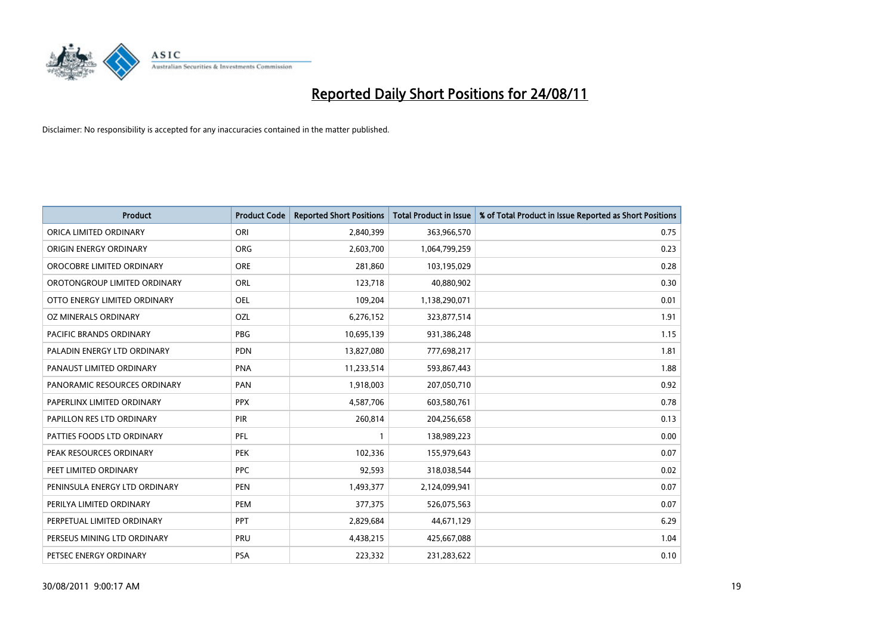# Reported Daily Short Positions for 24/08/11

Disclaimer: No responsibility is accepted for any inaccuracies contained in the matter published.

| Product | Product Code | Reported Short Positions | Total Product in Issue | % of Total Product in Issue Reported as Short Positions |
| --- | --- | --- | --- | --- |
| ORICA LIMITED ORDINARY | ORI | 2,840,399 | 363,966,570 | 0.75 |
| ORIGIN ENERGY ORDINARY | ORG | 2,603,700 | 1,064,799,259 | 0.23 |
| OROCOBRE LIMITED ORDINARY | ORE | 281,860 | 103,195,029 | 0.28 |
| OROTONGROUP LIMITED ORDINARY | ORL | 123,718 | 40,880,902 | 0.30 |
| OTTO ENERGY LIMITED ORDINARY | OEL | 109,204 | 1,138,290,071 | 0.01 |
| OZ MINERALS ORDINARY | OZL | 6,276,152 | 323,877,514 | 1.91 |
| PACIFIC BRANDS ORDINARY | PBG | 10,695,139 | 931,386,248 | 1.15 |
| PALADIN ENERGY LTD ORDINARY | PDN | 13,827,080 | 777,698,217 | 1.81 |
| PANAUST LIMITED ORDINARY | PNA | 11,233,514 | 593,867,443 | 1.88 |
| PANORAMIC RESOURCES ORDINARY | PAN | 1,918,003 | 207,050,710 | 0.92 |
| PAPERLINX LIMITED ORDINARY | PPX | 4,587,706 | 603,580,761 | 0.78 |
| PAPILLON RES LTD ORDINARY | PIR | 260,814 | 204,256,658 | 0.13 |
| PATTIES FOODS LTD ORDINARY | PFL | 1 | 138,989,223 | 0.00 |
| PEAK RESOURCES ORDINARY | PEK | 102,336 | 155,979,643 | 0.07 |
| PEET LIMITED ORDINARY | PPC | 92,593 | 318,038,544 | 0.02 |
| PENINSULA ENERGY LTD ORDINARY | PEN | 1,493,377 | 2,124,099,941 | 0.07 |
| PERILYA LIMITED ORDINARY | PEM | 377,375 | 526,075,563 | 0.07 |
| PERPETUAL LIMITED ORDINARY | PPT | 2,829,684 | 44,671,129 | 6.29 |
| PERSEUS MINING LTD ORDINARY | PRU | 4,438,215 | 425,667,088 | 1.04 |
| PETSEC ENERGY ORDINARY | PSA | 223,332 | 231,283,622 | 0.10 |

30/08/2011 9:00:17 AM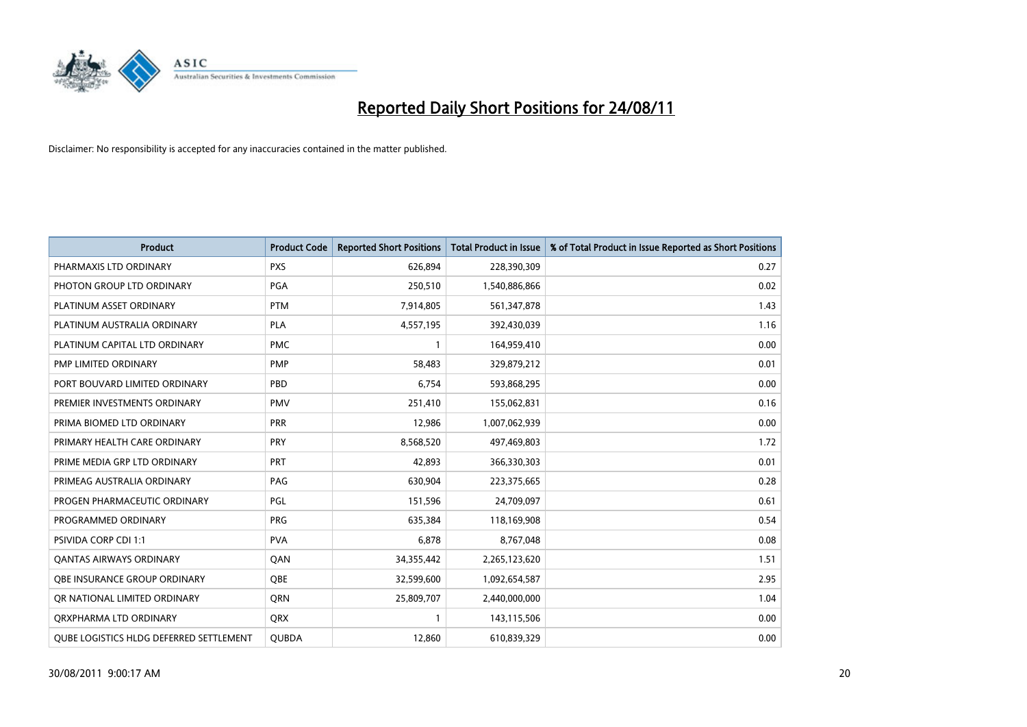# Reported Daily Short Positions for 24/08/11

Disclaimer: No responsibility is accepted for any inaccuracies contained in the matter published.

| Product | Product Code | Reported Short Positions | Total Product in Issue | % of Total Product in Issue Reported as Short Positions |
|---|---|---|---|---|
| PHARMAXIS LTD ORDINARY | PXS | 626,894 | 228,390,309 | 0.27 |
| PHOTON GROUP LTD ORDINARY | PGA | 250,510 | 1,540,886,866 | 0.02 |
| PLATINUM ASSET ORDINARY | PTM | 7,914,805 | 561,347,878 | 1.43 |
| PLATINUM AUSTRALIA ORDINARY | PLA | 4,557,195 | 392,430,039 | 1.16 |
| PLATINUM CAPITAL LTD ORDINARY | PMC | 1 | 164,959,410 | 0.00 |
| PMP LIMITED ORDINARY | PMP | 58,483 | 329,879,212 | 0.01 |
| PORT BOUVARD LIMITED ORDINARY | PBD | 6,754 | 593,868,295 | 0.00 |
| PREMIER INVESTMENTS ORDINARY | PMV | 251,410 | 155,062,831 | 0.16 |
| PRIMA BIOMED LTD ORDINARY | PRR | 12,986 | 1,007,062,939 | 0.00 |
| PRIMARY HEALTH CARE ORDINARY | PRY | 8,568,520 | 497,469,803 | 1.72 |
| PRIME MEDIA GRP LTD ORDINARY | PRT | 42,893 | 366,330,303 | 0.01 |
| PRIMEAG AUSTRALIA ORDINARY | PAG | 630,904 | 223,375,665 | 0.28 |
| PROGEN PHARMACEUTIC ORDINARY | PGL | 151,596 | 24,709,097 | 0.61 |
| PROGRAMMED ORDINARY | PRG | 635,384 | 118,169,908 | 0.54 |
| PSIVIDA CORP CDI 1:1 | PVA | 6,878 | 8,767,048 | 0.08 |
| QANTAS AIRWAYS ORDINARY | QAN | 34,355,442 | 2,265,123,620 | 1.51 |
| QBE INSURANCE GROUP ORDINARY | QBE | 32,599,600 | 1,092,654,587 | 2.95 |
| QR NATIONAL LIMITED ORDINARY | QRN | 25,809,707 | 2,440,000,000 | 1.04 |
| QRXPHARMA LTD ORDINARY | QRX | 1 | 143,115,506 | 0.00 |
| QUBE LOGISTICS HLDG DEFERRED SETTLEMENT | QUBDA | 12,860 | 610,839,329 | 0.00 |

30/08/2011 9:00:17 AM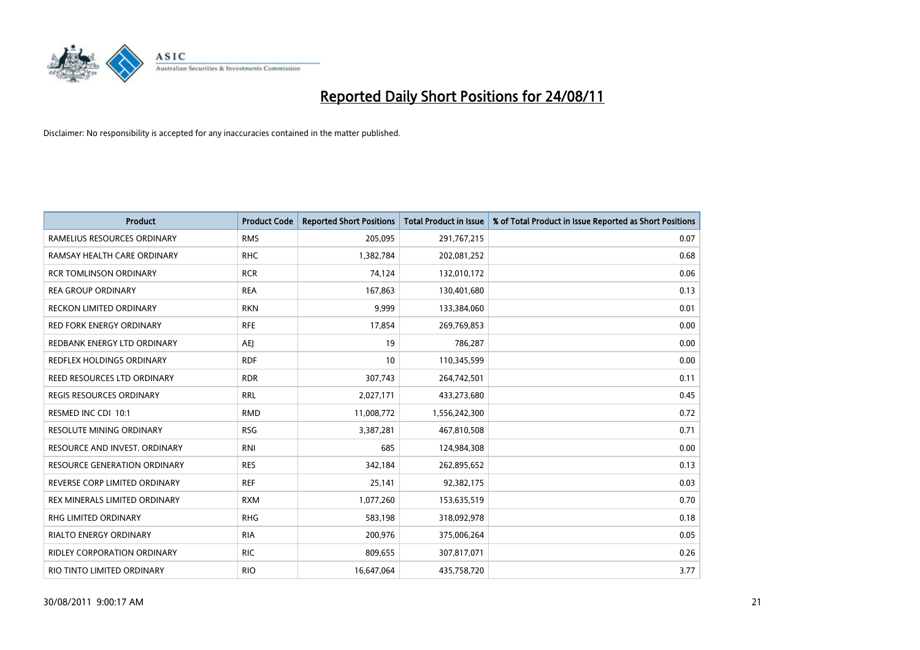# Reported Daily Short Positions for 24/08/11

Disclaimer: No responsibility is accepted for any inaccuracies contained in the matter published.

| Product | Product Code | Reported Short Positions | Total Product in Issue | % of Total Product in Issue Reported as Short Positions |
|---|---|---|---|---|
| RAMELIUS RESOURCES ORDINARY | RMS | 205,095 | 291,767,215 | 0.07 |
| RAMSAY HEALTH CARE ORDINARY | RHC | 1,382,784 | 202,081,252 | 0.68 |
| RCR TOMLINSON ORDINARY | RCR | 74,124 | 132,010,172 | 0.06 |
| REA GROUP ORDINARY | REA | 167,863 | 130,401,680 | 0.13 |
| RECKON LIMITED ORDINARY | RKN | 9,999 | 133,384,060 | 0.01 |
| RED FORK ENERGY ORDINARY | RFE | 17,854 | 269,769,853 | 0.00 |
| REDBANK ENERGY LTD ORDINARY | AEJ | 19 | 786,287 | 0.00 |
| REDFLEX HOLDINGS ORDINARY | RDF | 10 | 110,345,599 | 0.00 |
| REED RESOURCES LTD ORDINARY | RDR | 307,743 | 264,742,501 | 0.11 |
| REGIS RESOURCES ORDINARY | RRL | 2,027,171 | 433,273,680 | 0.45 |
| RESMED INC CDI 10:1 | RMD | 11,008,772 | 1,556,242,300 | 0.72 |
| RESOLUTE MINING ORDINARY | RSG | 3,387,281 | 467,810,508 | 0.71 |
| RESOURCE AND INVEST. ORDINARY | RNI | 685 | 124,984,308 | 0.00 |
| RESOURCE GENERATION ORDINARY | RES | 342,184 | 262,895,652 | 0.13 |
| REVERSE CORP LIMITED ORDINARY | REF | 25,141 | 92,382,175 | 0.03 |
| REX MINERALS LIMITED ORDINARY | RXM | 1,077,260 | 153,635,519 | 0.70 |
| RHG LIMITED ORDINARY | RHG | 583,198 | 318,092,978 | 0.18 |
| RIALTO ENERGY ORDINARY | RIA | 200,976 | 375,006,264 | 0.05 |
| RIDLEY CORPORATION ORDINARY | RIC | 809,655 | 307,817,071 | 0.26 |
| RIO TINTO LIMITED ORDINARY | RIO | 16,647,064 | 435,758,720 | 3.77 |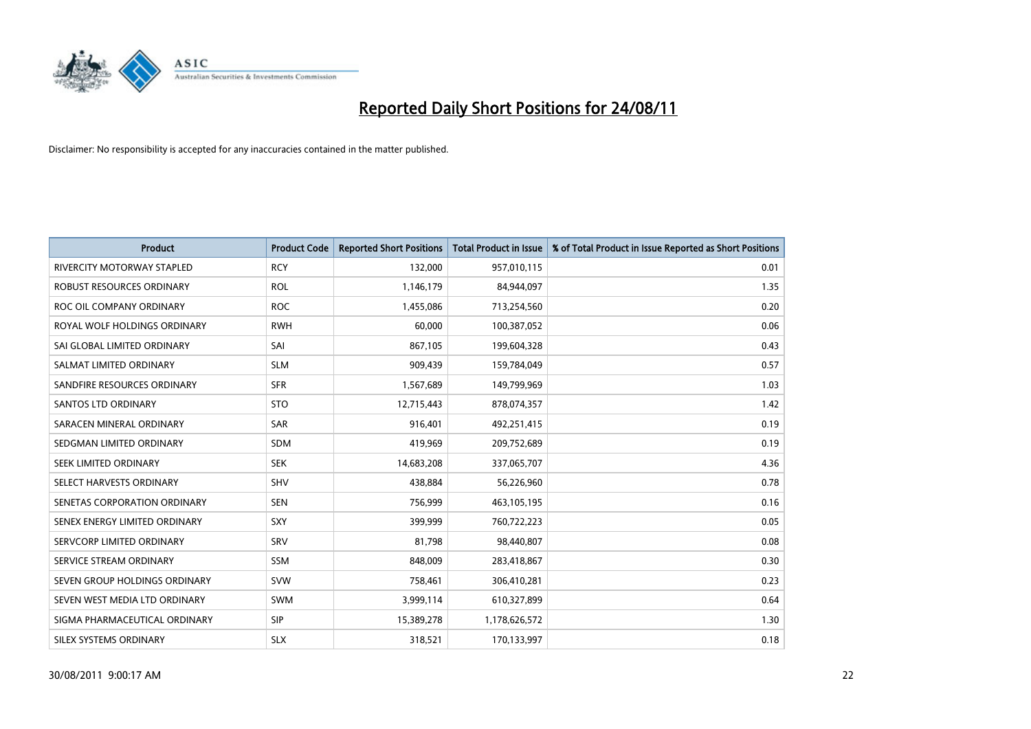# Reported Daily Short Positions for 24/08/11

Disclaimer: No responsibility is accepted for any inaccuracies contained in the matter published.

| Product | Product Code | Reported Short Positions | Total Product in Issue | % of Total Product in Issue Reported as Short Positions |
|---|---|---|---|---|
| RIVERCITY MOTORWAY STAPLED | RCY | 132,000 | 957,010,115 | 0.01 |
| ROBUST RESOURCES ORDINARY | ROL | 1,146,179 | 84,944,097 | 1.35 |
| ROC OIL COMPANY ORDINARY | ROC | 1,455,086 | 713,254,560 | 0.20 |
| ROYAL WOLF HOLDINGS ORDINARY | RWH | 60,000 | 100,387,052 | 0.06 |
| SAI GLOBAL LIMITED ORDINARY | SAI | 867,105 | 199,604,328 | 0.43 |
| SALMAT LIMITED ORDINARY | SLM | 909,439 | 159,784,049 | 0.57 |
| SANDFIRE RESOURCES ORDINARY | SFR | 1,567,689 | 149,799,969 | 1.03 |
| SANTOS LTD ORDINARY | STO | 12,715,443 | 878,074,357 | 1.42 |
| SARACEN MINERAL ORDINARY | SAR | 916,401 | 492,251,415 | 0.19 |
| SEDGMAN LIMITED ORDINARY | SDM | 419,969 | 209,752,689 | 0.19 |
| SEEK LIMITED ORDINARY | SEK | 14,683,208 | 337,065,707 | 4.36 |
| SELECT HARVESTS ORDINARY | SHV | 438,884 | 56,226,960 | 0.78 |
| SENETAS CORPORATION ORDINARY | SEN | 756,999 | 463,105,195 | 0.16 |
| SENEX ENERGY LIMITED ORDINARY | SXY | 399,999 | 760,722,223 | 0.05 |
| SERVCORP LIMITED ORDINARY | SRV | 81,798 | 98,440,807 | 0.08 |
| SERVICE STREAM ORDINARY | SSM | 848,009 | 283,418,867 | 0.30 |
| SEVEN GROUP HOLDINGS ORDINARY | SVW | 758,461 | 306,410,281 | 0.23 |
| SEVEN WEST MEDIA LTD ORDINARY | SWM | 3,999,114 | 610,327,899 | 0.64 |
| SIGMA PHARMACEUTICAL ORDINARY | SIP | 15,389,278 | 1,178,626,572 | 1.30 |
| SILEX SYSTEMS ORDINARY | SLX | 318,521 | 170,133,997 | 0.18 |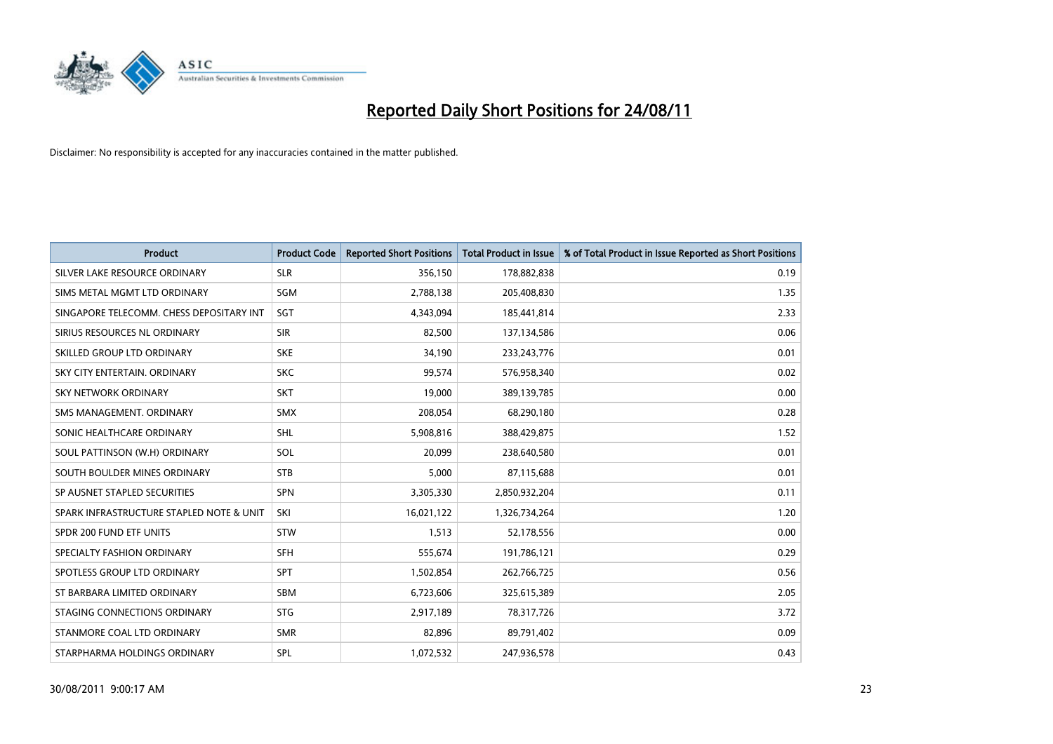# Reported Daily Short Positions for 24/08/11

Disclaimer: No responsibility is accepted for any inaccuracies contained in the matter published.

| Product | Product Code | Reported Short Positions | Total Product in Issue | % of Total Product in Issue Reported as Short Positions |
| --- | --- | --- | --- | --- |
| SILVER LAKE RESOURCE ORDINARY | SLR | 356,150 | 178,882,838 | 0.19 |
| SIMS METAL MGMT LTD ORDINARY | SGM | 2,788,138 | 205,408,830 | 1.35 |
| SINGAPORE TELECOMM. CHESS DEPOSITARY INT | SGT | 4,343,094 | 185,441,814 | 2.33 |
| SIRIUS RESOURCES NL ORDINARY | SIR | 82,500 | 137,134,586 | 0.06 |
| SKILLED GROUP LTD ORDINARY | SKE | 34,190 | 233,243,776 | 0.01 |
| SKY CITY ENTERTAIN. ORDINARY | SKC | 99,574 | 576,958,340 | 0.02 |
| SKY NETWORK ORDINARY | SKT | 19,000 | 389,139,785 | 0.00 |
| SMS MANAGEMENT. ORDINARY | SMX | 208,054 | 68,290,180 | 0.28 |
| SONIC HEALTHCARE ORDINARY | SHL | 5,908,816 | 388,429,875 | 1.52 |
| SOUL PATTINSON (W.H) ORDINARY | SOL | 20,099 | 238,640,580 | 0.01 |
| SOUTH BOULDER MINES ORDINARY | STB | 5,000 | 87,115,688 | 0.01 |
| SP AUSNET STAPLED SECURITIES | SPN | 3,305,330 | 2,850,932,204 | 0.11 |
| SPARK INFRASTRUCTURE STAPLED NOTE & UNIT | SKI | 16,021,122 | 1,326,734,264 | 1.20 |
| SPDR 200 FUND ETF UNITS | STW | 1,513 | 52,178,556 | 0.00 |
| SPECIALTY FASHION ORDINARY | SFH | 555,674 | 191,786,121 | 0.29 |
| SPOTLESS GROUP LTD ORDINARY | SPT | 1,502,854 | 262,766,725 | 0.56 |
| ST BARBARA LIMITED ORDINARY | SBM | 6,723,606 | 325,615,389 | 2.05 |
| STAGING CONNECTIONS ORDINARY | STG | 2,917,189 | 78,317,726 | 3.72 |
| STANMORE COAL LTD ORDINARY | SMR | 82,896 | 89,791,402 | 0.09 |
| STARPHARMA HOLDINGS ORDINARY | SPL | 1,072,532 | 247,936,578 | 0.43 |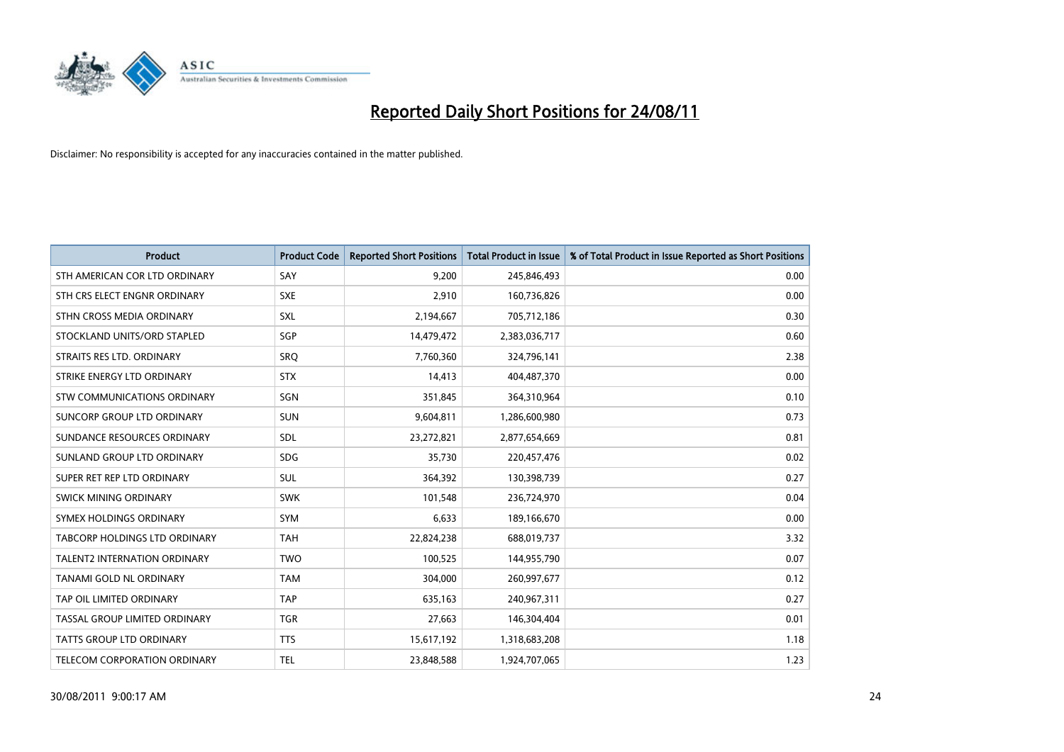# Reported Daily Short Positions for 24/08/11

Disclaimer: No responsibility is accepted for any inaccuracies contained in the matter published.

| Product | Product Code | Reported Short Positions | Total Product in Issue | % of Total Product in Issue Reported as Short Positions |
|---|---|---|---|---|
| STH AMERICAN COR LTD ORDINARY | SAY | 9,200 | 245,846,493 | 0.00 |
| STH CRS ELECT ENGNR ORDINARY | SXE | 2,910 | 160,736,826 | 0.00 |
| STHN CROSS MEDIA ORDINARY | SXL | 2,194,667 | 705,712,186 | 0.30 |
| STOCKLAND UNITS/ORD STAPLED | SGP | 14,479,472 | 2,383,036,717 | 0.60 |
| STRAITS RES LTD. ORDINARY | SRQ | 7,760,360 | 324,796,141 | 2.38 |
| STRIKE ENERGY LTD ORDINARY | STX | 14,413 | 404,487,370 | 0.00 |
| STW COMMUNICATIONS ORDINARY | SGN | 351,845 | 364,310,964 | 0.10 |
| SUNCORP GROUP LTD ORDINARY | SUN | 9,604,811 | 1,286,600,980 | 0.73 |
| SUNDANCE RESOURCES ORDINARY | SDL | 23,272,821 | 2,877,654,669 | 0.81 |
| SUNLAND GROUP LTD ORDINARY | SDG | 35,730 | 220,457,476 | 0.02 |
| SUPER RET REP LTD ORDINARY | SUL | 364,392 | 130,398,739 | 0.27 |
| SWICK MINING ORDINARY | SWK | 101,548 | 236,724,970 | 0.04 |
| SYMEX HOLDINGS ORDINARY | SYM | 6,633 | 189,166,670 | 0.00 |
| TABCORP HOLDINGS LTD ORDINARY | TAH | 22,824,238 | 688,019,737 | 3.32 |
| TALENT2 INTERNATION ORDINARY | TWO | 100,525 | 144,955,790 | 0.07 |
| TANAMI GOLD NL ORDINARY | TAM | 304,000 | 260,997,677 | 0.12 |
| TAP OIL LIMITED ORDINARY | TAP | 635,163 | 240,967,311 | 0.27 |
| TASSAL GROUP LIMITED ORDINARY | TGR | 27,663 | 146,304,404 | 0.01 |
| TATTS GROUP LTD ORDINARY | TTS | 15,617,192 | 1,318,683,208 | 1.18 |
| TELECOM CORPORATION ORDINARY | TEL | 23,848,588 | 1,924,707,065 | 1.23 |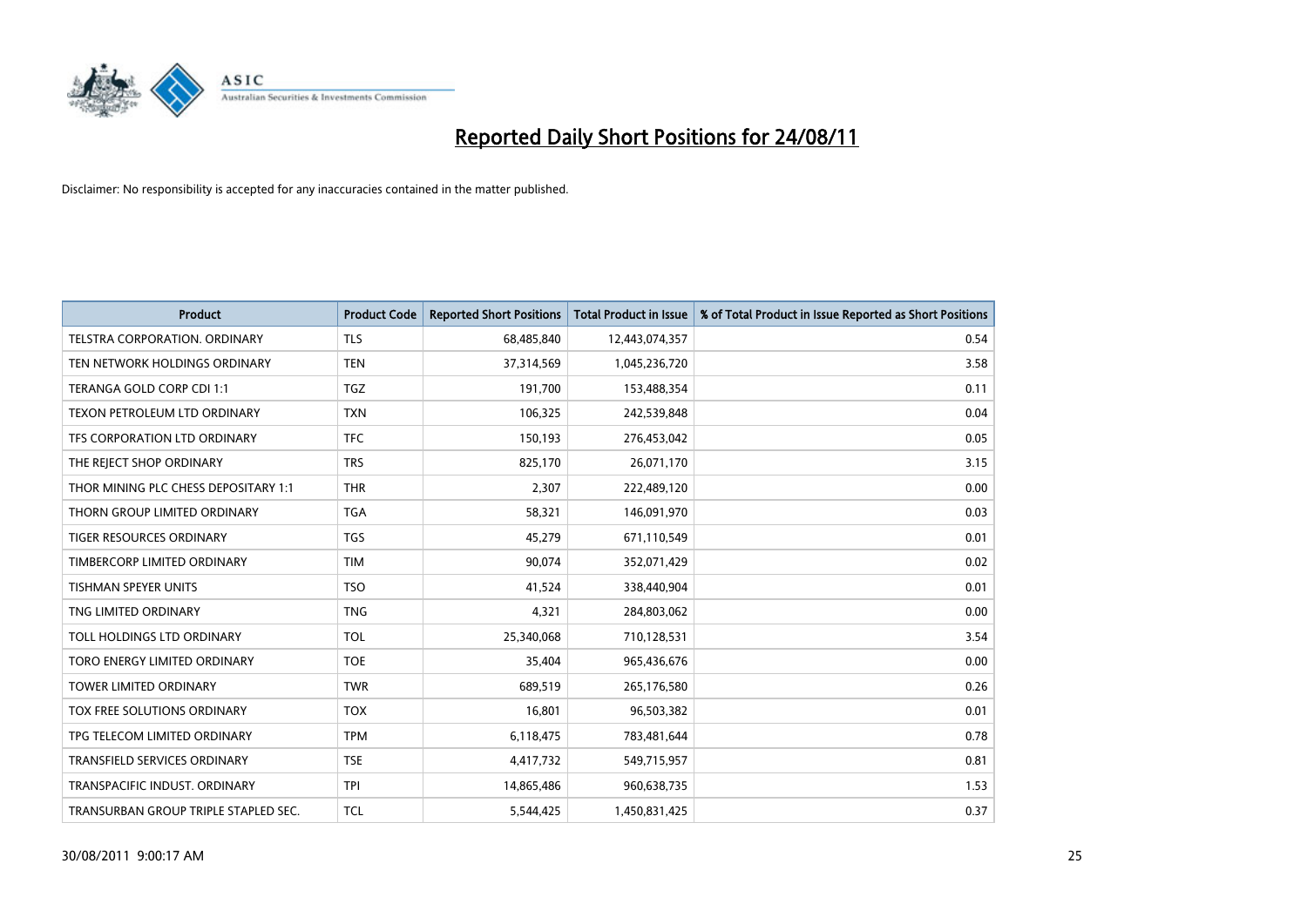# Reported Daily Short Positions for 24/08/11

Disclaimer: No responsibility is accepted for any inaccuracies contained in the matter published.

| Product | Product Code | Reported Short Positions | Total Product in Issue | % of Total Product in Issue Reported as Short Positions |
|---|---|---|---|---|
| TELSTRA CORPORATION. ORDINARY | TLS | 68,485,840 | 12,443,074,357 | 0.54 |
| TEN NETWORK HOLDINGS ORDINARY | TEN | 37,314,569 | 1,045,236,720 | 3.58 |
| TERANGA GOLD CORP CDI 1:1 | TGZ | 191,700 | 153,488,354 | 0.11 |
| TEXON PETROLEUM LTD ORDINARY | TXN | 106,325 | 242,539,848 | 0.04 |
| TFS CORPORATION LTD ORDINARY | TFC | 150,193 | 276,453,042 | 0.05 |
| THE REJECT SHOP ORDINARY | TRS | 825,170 | 26,071,170 | 3.15 |
| THOR MINING PLC CHESS DEPOSITARY 1:1 | THR | 2,307 | 222,489,120 | 0.00 |
| THORN GROUP LIMITED ORDINARY | TGA | 58,321 | 146,091,970 | 0.03 |
| TIGER RESOURCES ORDINARY | TGS | 45,279 | 671,110,549 | 0.01 |
| TIMBERCORP LIMITED ORDINARY | TIM | 90,074 | 352,071,429 | 0.02 |
| TISHMAN SPEYER UNITS | TSO | 41,524 | 338,440,904 | 0.01 |
| TNG LIMITED ORDINARY | TNG | 4,321 | 284,803,062 | 0.00 |
| TOLL HOLDINGS LTD ORDINARY | TOL | 25,340,068 | 710,128,531 | 3.54 |
| TORO ENERGY LIMITED ORDINARY | TOE | 35,404 | 965,436,676 | 0.00 |
| TOWER LIMITED ORDINARY | TWR | 689,519 | 265,176,580 | 0.26 |
| TOX FREE SOLUTIONS ORDINARY | TOX | 16,801 | 96,503,382 | 0.01 |
| TPG TELECOM LIMITED ORDINARY | TPM | 6,118,475 | 783,481,644 | 0.78 |
| TRANSFIELD SERVICES ORDINARY | TSE | 4,417,732 | 549,715,957 | 0.81 |
| TRANSPACIFIC INDUST. ORDINARY | TPI | 14,865,486 | 960,638,735 | 1.53 |
| TRANSURBAN GROUP TRIPLE STAPLED SEC. | TCL | 5,544,425 | 1,450,831,425 | 0.37 |

30/08/2011 9:00:17 AM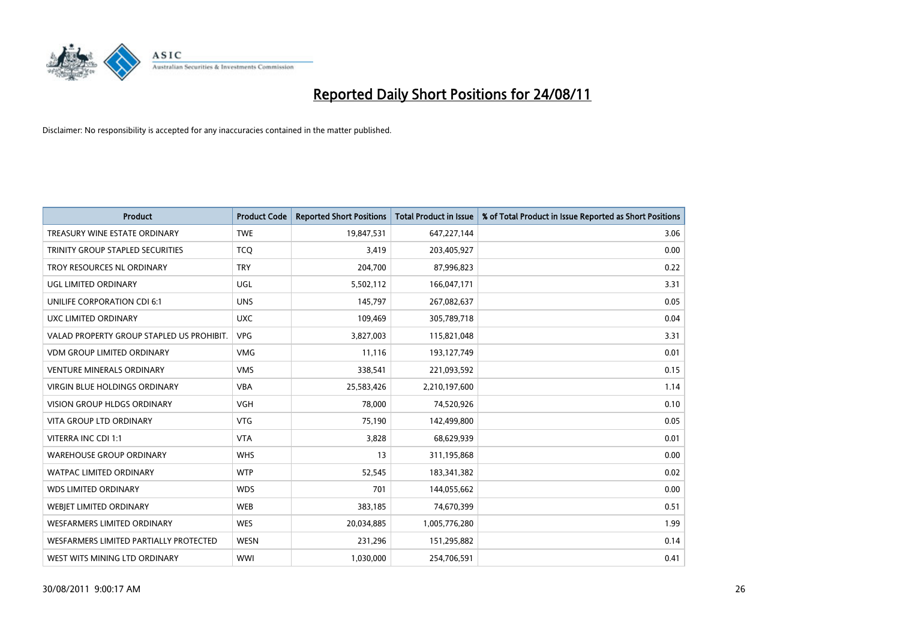# Reported Daily Short Positions for 24/08/11

Disclaimer: No responsibility is accepted for any inaccuracies contained in the matter published.

| Product | Product Code | Reported Short Positions | Total Product in Issue | % of Total Product in Issue Reported as Short Positions |
|---|---|---|---|---|
| TREASURY WINE ESTATE ORDINARY | TWE | 19,847,531 | 647,227,144 | 3.06 |
| TRINITY GROUP STAPLED SECURITIES | TCQ | 3,419 | 203,405,927 | 0.00 |
| TROY RESOURCES NL ORDINARY | TRY | 204,700 | 87,996,823 | 0.22 |
| UGL LIMITED ORDINARY | UGL | 5,502,112 | 166,047,171 | 3.31 |
| UNILIFE CORPORATION CDI 6:1 | UNS | 145,797 | 267,082,637 | 0.05 |
| UXC LIMITED ORDINARY | UXC | 109,469 | 305,789,718 | 0.04 |
| VALAD PROPERTY GROUP STAPLED US PROHIBIT. | VPG | 3,827,003 | 115,821,048 | 3.31 |
| VDM GROUP LIMITED ORDINARY | VMG | 11,116 | 193,127,749 | 0.01 |
| VENTURE MINERALS ORDINARY | VMS | 338,541 | 221,093,592 | 0.15 |
| VIRGIN BLUE HOLDINGS ORDINARY | VBA | 25,583,426 | 2,210,197,600 | 1.14 |
| VISION GROUP HLDGS ORDINARY | VGH | 78,000 | 74,520,926 | 0.10 |
| VITA GROUP LTD ORDINARY | VTG | 75,190 | 142,499,800 | 0.05 |
| VITERRA INC CDI 1:1 | VTA | 3,828 | 68,629,939 | 0.01 |
| WAREHOUSE GROUP ORDINARY | WHS | 13 | 311,195,868 | 0.00 |
| WATPAC LIMITED ORDINARY | WTP | 52,545 | 183,341,382 | 0.02 |
| WDS LIMITED ORDINARY | WDS | 701 | 144,055,662 | 0.00 |
| WEBJET LIMITED ORDINARY | WEB | 383,185 | 74,670,399 | 0.51 |
| WESFARMERS LIMITED ORDINARY | WES | 20,034,885 | 1,005,776,280 | 1.99 |
| WESFARMERS LIMITED PARTIALLY PROTECTED | WESN | 231,296 | 151,295,882 | 0.14 |
| WEST WITS MINING LTD ORDINARY | WWI | 1,030,000 | 254,706,591 | 0.41 |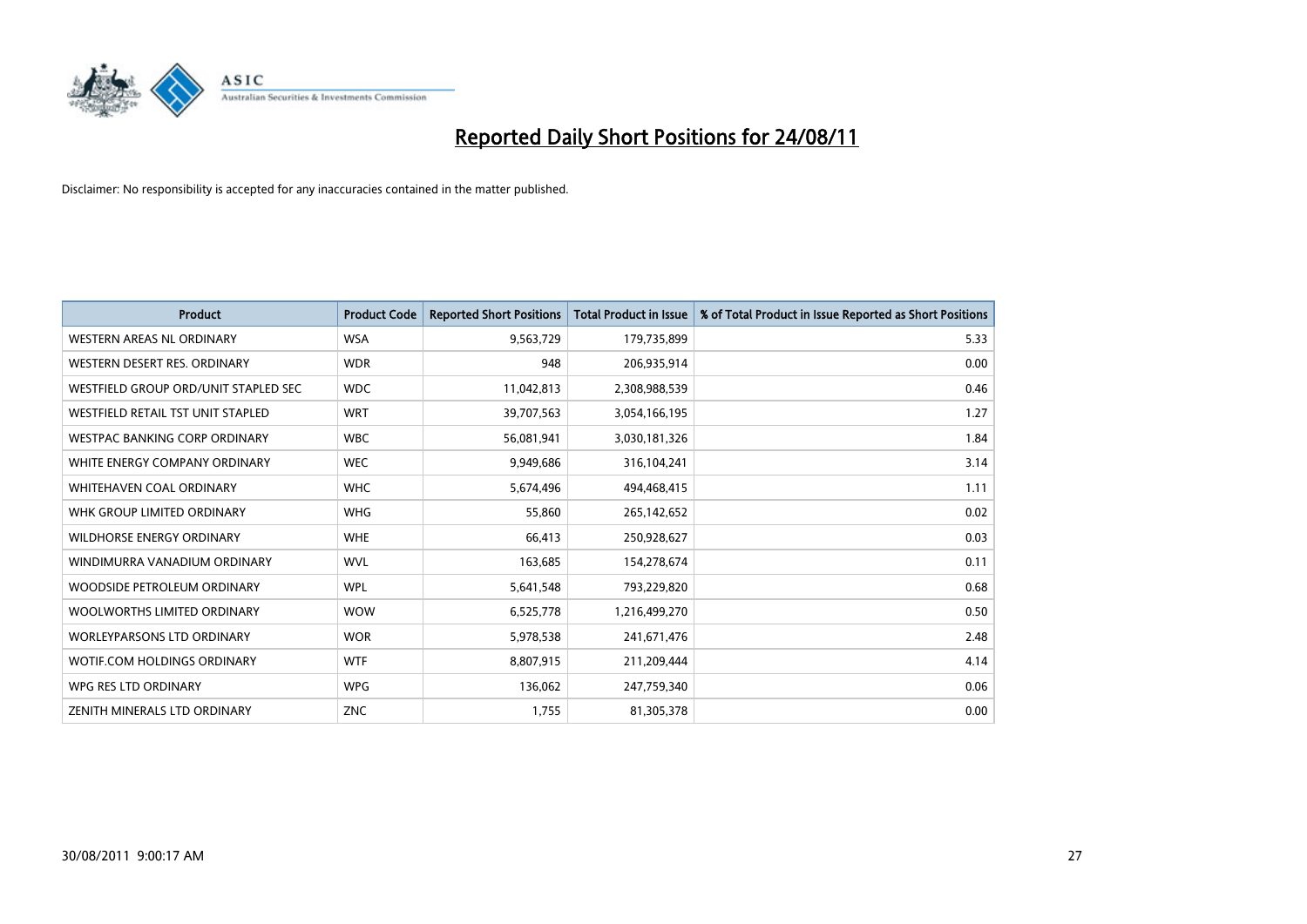# Reported Daily Short Positions for 24/08/11

Disclaimer: No responsibility is accepted for any inaccuracies contained in the matter published.

| Product | Product Code | Reported Short Positions | Total Product in Issue | % of Total Product in Issue Reported as Short Positions |
|---|---|---|---|---|
| WESTERN AREAS NL ORDINARY | WSA | 9,563,729 | 179,735,899 | 5.33 |
| WESTERN DESERT RES. ORDINARY | WDR | 948 | 206,935,914 | 0.00 |
| WESTFIELD GROUP ORD/UNIT STAPLED SEC | WDC | 11,042,813 | 2,308,988,539 | 0.46 |
| WESTFIELD RETAIL TST UNIT STAPLED | WRT | 39,707,563 | 3,054,166,195 | 1.27 |
| WESTPAC BANKING CORP ORDINARY | WBC | 56,081,941 | 3,030,181,326 | 1.84 |
| WHITE ENERGY COMPANY ORDINARY | WEC | 9,949,686 | 316,104,241 | 3.14 |
| WHITEHAVEN COAL ORDINARY | WHC | 5,674,496 | 494,468,415 | 1.11 |
| WHK GROUP LIMITED ORDINARY | WHG | 55,860 | 265,142,652 | 0.02 |
| WILDHORSE ENERGY ORDINARY | WHE | 66,413 | 250,928,627 | 0.03 |
| WINDIMURRA VANADIUM ORDINARY | WVL | 163,685 | 154,278,674 | 0.11 |
| WOODSIDE PETROLEUM ORDINARY | WPL | 5,641,548 | 793,229,820 | 0.68 |
| WOOLWORTHS LIMITED ORDINARY | WOW | 6,525,778 | 1,216,499,270 | 0.50 |
| WORLEYPARSONS LTD ORDINARY | WOR | 5,978,538 | 241,671,476 | 2.48 |
| WOTIF.COM HOLDINGS ORDINARY | WTF | 8,807,915 | 211,209,444 | 4.14 |
| WPG RES LTD ORDINARY | WPG | 136,062 | 247,759,340 | 0.06 |
| ZENITH MINERALS LTD ORDINARY | ZNC | 1,755 | 81,305,378 | 0.00 |

30/08/2011 9:00:17 AM